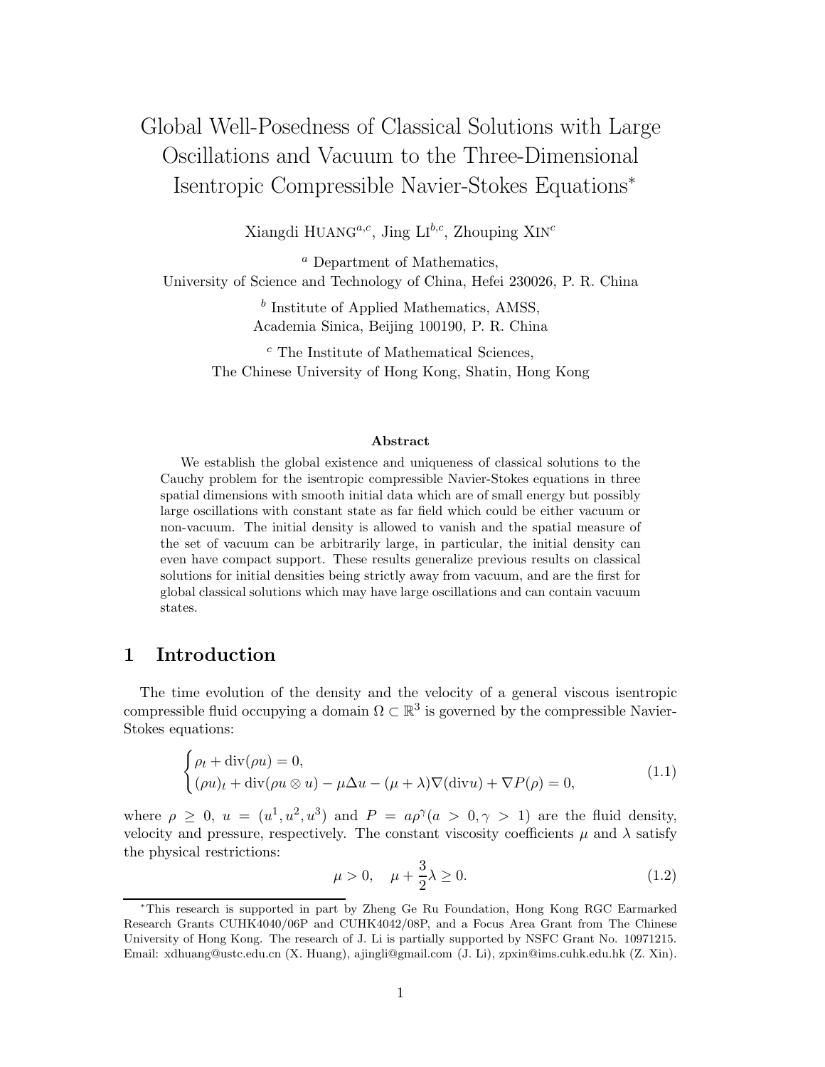# Global Well-Posedness of Classical Solutions with Large Oscillations and Vacuum to the Three-Dimensional Isentropic Compressible Navier-Stokes Equations*

Xiangdi HUANG[a,c], Jing LI[b,c], Zhouping XIN[c]

[a] Department of Mathematics,
University of Science and Technology of China, Hefei 230026, P. R. China

[b] Institute of Applied Mathematics, AMSS,
Academia Sinica, Beijing 100190, P. R. China

[c] The Institute of Mathematical Sciences,
The Chinese University of Hong Kong, Shatin, Hong Kong

**Abstract**

We establish the global existence and uniqueness of classical solutions to the Cauchy problem for the isentropic compressible Navier-Stokes equations in three spatial dimensions with smooth initial data which are of small energy but possibly large oscillations with constant state as far field which could be either vacuum or non-vacuum. The initial density is allowed to vanish and the spatial measure of the set of vacuum can be arbitrarily large, in particular, the initial density can even have compact support. These results generalize previous results on classical solutions for initial densities being strictly away from vacuum, and are the first for global classical solutions which may have large oscillations and can contain vacuum states.

## 1 Introduction

The time evolution of the density and the velocity of a general viscous isentropic compressible fluid occupying a domain $\Omega \subset \mathbb{R}^3$ is governed by the compressible Navier-Stokes equations:

$$\begin{cases} \rho_t + \operatorname{div}(\rho u) = 0, \\ (\rho u)_t + \operatorname{div}(\rho u \otimes u) - \mu \Delta u - (\mu + \lambda)\nabla(\operatorname{div} u) + \nabla P(\rho) = 0, \end{cases} \tag{1.1}$$

where $\rho \geq 0$, $u = (u^1, u^2, u^3)$ and $P = a\rho^\gamma (a > 0, \gamma > 1)$ are the fluid density, velocity and pressure, respectively. The constant viscosity coefficients $\mu$ and $\lambda$ satisfy the physical restrictions:

$$\mu > 0, \quad \mu + \frac{3}{2}\lambda \geq 0. \tag{1.2}$$

*This research is supported in part by Zheng Ge Ru Foundation, Hong Kong RGC Earmarked Research Grants CUHK4040/06P and CUHK4042/08P, and a Focus Area Grant from The Chinese University of Hong Kong. The research of J. Li is partially supported by NSFC Grant No. 10971215. Email: xdhuang@ustc.edu.cn (X. Huang), ajingli@gmail.com (J. Li), zpxin@ims.cuhk.edu.hk (Z. Xin).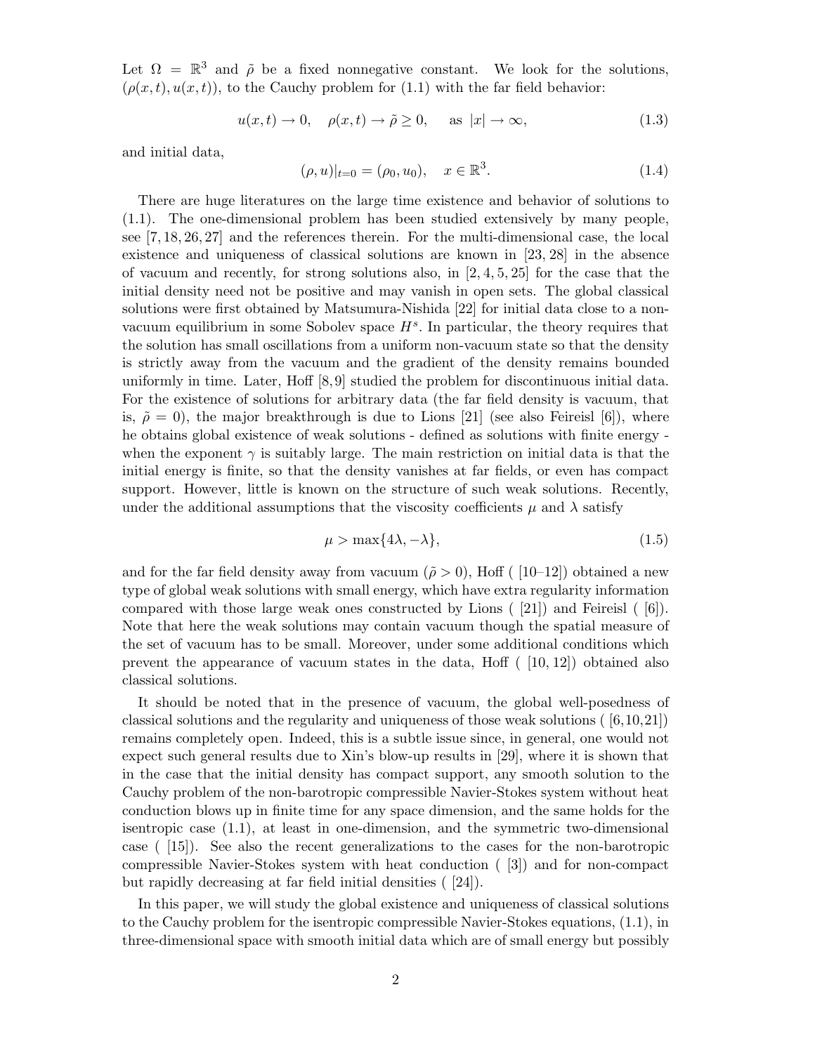Let $\Omega = \mathbb{R}^3$ and $\tilde{\rho}$ be a fixed nonnegative constant. We look for the solutions, $(\rho(x,t), u(x,t))$, to the Cauchy problem for (1.1) with the far field behavior:

$$u(x,t) \to 0, \quad \rho(x,t) \to \tilde{\rho} \geq 0, \quad \text{ as } |x| \to \infty, \tag{1.3}$$

and initial data,

$$(\rho, u)|_{t=0} = (\rho_0, u_0), \quad x \in \mathbb{R}^3. \tag{1.4}$$

There are huge literatures on the large time existence and behavior of solutions to (1.1). The one-dimensional problem has been studied extensively by many people, see [7, 18, 26, 27] and the references therein. For the multi-dimensional case, the local existence and uniqueness of classical solutions are known in [23, 28] in the absence of vacuum and recently, for strong solutions also, in [2, 4, 5, 25] for the case that the initial density need not be positive and may vanish in open sets. The global classical solutions were first obtained by Matsumura-Nishida [22] for initial data close to a non-vacuum equilibrium in some Sobolev space $H^s$. In particular, the theory requires that the solution has small oscillations from a uniform non-vacuum state so that the density is strictly away from the vacuum and the gradient of the density remains bounded uniformly in time. Later, Hoff [8, 9] studied the problem for discontinuous initial data. For the existence of solutions for arbitrary data (the far field density is vacuum, that is, $\tilde{\rho} = 0$), the major breakthrough is due to Lions [21] (see also Feireisl [6]), where he obtains global existence of weak solutions - defined as solutions with finite energy - when the exponent $\gamma$ is suitably large. The main restriction on initial data is that the initial energy is finite, so that the density vanishes at far fields, or even has compact support. However, little is known on the structure of such weak solutions. Recently, under the additional assumptions that the viscosity coefficients $\mu$ and $\lambda$ satisfy

$$\mu > \max\{4\lambda, -\lambda\}, \tag{1.5}$$

and for the far field density away from vacuum ($\tilde{\rho} > 0$), Hoff ( [10–12]) obtained a new type of global weak solutions with small energy, which have extra regularity information compared with those large weak ones constructed by Lions ( [21]) and Feireisl ( [6]). Note that here the weak solutions may contain vacuum though the spatial measure of the set of vacuum has to be small. Moreover, under some additional conditions which prevent the appearance of vacuum states in the data, Hoff ( [10, 12]) obtained also classical solutions.

It should be noted that in the presence of vacuum, the global well-posedness of classical solutions and the regularity and uniqueness of those weak solutions ( [6,10,21]) remains completely open. Indeed, this is a subtle issue since, in general, one would not expect such general results due to Xin's blow-up results in [29], where it is shown that in the case that the initial density has compact support, any smooth solution to the Cauchy problem of the non-barotropic compressible Navier-Stokes system without heat conduction blows up in finite time for any space dimension, and the same holds for the isentropic case (1.1), at least in one-dimension, and the symmetric two-dimensional case ( [15]). See also the recent generalizations to the cases for the non-barotropic compressible Navier-Stokes system with heat conduction ( [3]) and for non-compact but rapidly decreasing at far field initial densities ( [24]).

In this paper, we will study the global existence and uniqueness of classical solutions to the Cauchy problem for the isentropic compressible Navier-Stokes equations, (1.1), in three-dimensional space with smooth initial data which are of small energy but possibly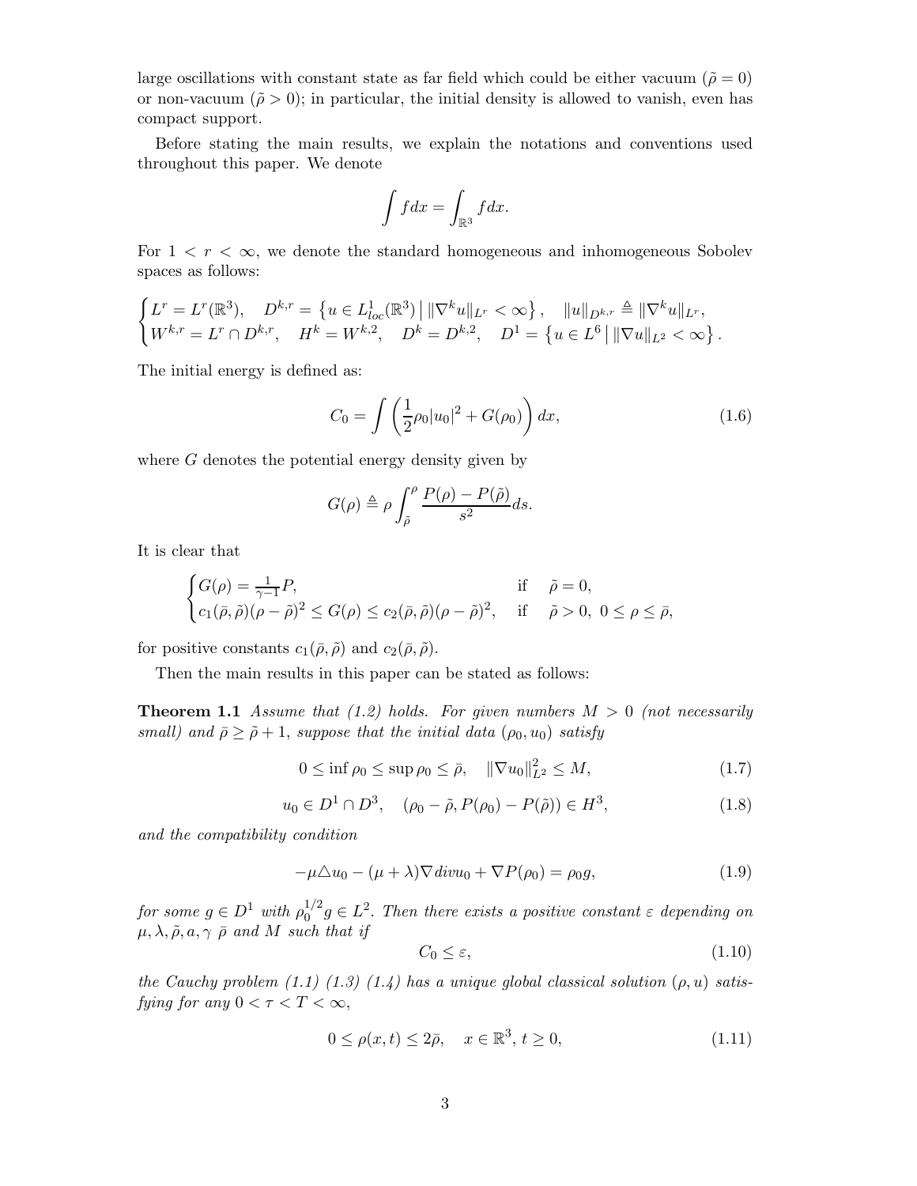large oscillations with constant state as far field which could be either vacuum ($\tilde{\rho} = 0$) or non-vacuum ($\tilde{\rho} > 0$); in particular, the initial density is allowed to vanish, even has compact support.

Before stating the main results, we explain the notations and conventions used throughout this paper. We denote

$$\int f dx = \int_{\mathbb{R}^3} f dx.$$

For $1 < r < \infty$, we denote the standard homogeneous and inhomogeneous Sobolev spaces as follows:

$$\begin{cases} L^r = L^r(\mathbb{R}^3), \quad D^{k,r} = \left\{ u \in L^1_{loc}(\mathbb{R}^3) \,\middle|\, \|\nabla^k u\|_{L^r} < \infty \right\}, \quad \|u\|_{D^{k,r}} \triangleq \|\nabla^k u\|_{L^r}, \\ W^{k,r} = L^r \cap D^{k,r}, \quad H^k = W^{k,2}, \quad D^k = D^{k,2}, \quad D^1 = \left\{ u \in L^6 \,\middle|\, \|\nabla u\|_{L^2} < \infty \right\}. \end{cases}$$

The initial energy is defined as:

$$C_0 = \int \left( \frac{1}{2} \rho_0 |u_0|^2 + G(\rho_0) \right) dx, \tag{1.6}$$

where $G$ denotes the potential energy density given by

$$G(\rho) \triangleq \rho \int_{\tilde{\rho}}^{\rho} \frac{P(\rho) - P(\tilde{\rho})}{s^2} ds.$$

It is clear that

$$\begin{cases} G(\rho) = \frac{1}{\gamma - 1} P, & \text{if} \quad \tilde{\rho} = 0, \\ c_1(\bar{\rho}, \tilde{\rho})(\rho - \tilde{\rho})^2 \leq G(\rho) \leq c_2(\bar{\rho}, \tilde{\rho})(\rho - \tilde{\rho})^2, & \text{if} \quad \tilde{\rho} > 0, \ 0 \leq \rho \leq \bar{\rho}, \end{cases}$$

for positive constants $c_1(\bar{\rho}, \tilde{\rho})$ and $c_2(\bar{\rho}, \tilde{\rho})$.

Then the main results in this paper can be stated as follows:

**Theorem 1.1** *Assume that (1.2) holds. For given numbers $M > 0$ (not necessarily small) and $\bar{\rho} \geq \tilde{\rho} + 1$, suppose that the initial data $(\rho_0, u_0)$ satisfy*

$$0 \leq \inf \rho_0 \leq \sup \rho_0 \leq \bar{\rho}, \quad \|\nabla u_0\|_{L^2}^2 \leq M, \tag{1.7}$$

$$u_0 \in D^1 \cap D^3, \quad (\rho_0 - \tilde{\rho}, P(\rho_0) - P(\tilde{\rho})) \in H^3, \tag{1.8}$$

*and the compatibility condition*

$$-\mu \triangle u_0 - (\mu + \lambda) \nabla \operatorname{div} u_0 + \nabla P(\rho_0) = \rho_0 g, \tag{1.9}$$

*for some $g \in D^1$ with $\rho_0^{1/2} g \in L^2$. Then there exists a positive constant $\varepsilon$ depending on $\mu, \lambda, \tilde{\rho}, a, \gamma$ $\bar{\rho}$ and $M$ such that if*

$$C_0 \leq \varepsilon, \tag{1.10}$$

*the Cauchy problem (1.1) (1.3) (1.4) has a unique global classical solution $(\rho, u)$ satisfying for any $0 < \tau < T < \infty$,*

$$0 \leq \rho(x,t) \leq 2\bar{\rho}, \quad x \in \mathbb{R}^3, \, t \geq 0, \tag{1.11}$$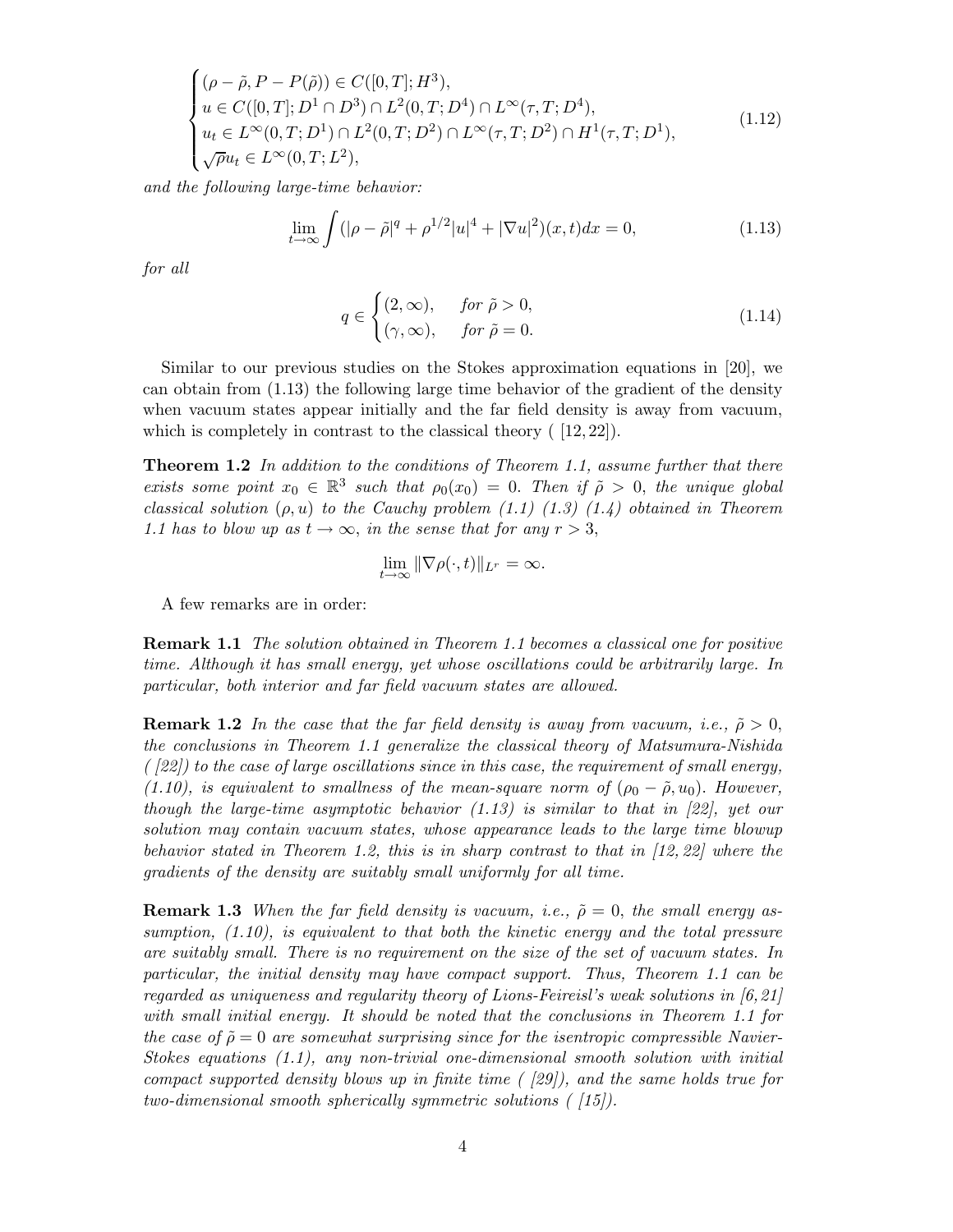$$
\begin{cases}
(\rho - \tilde{\rho}, P - P(\tilde{\rho})) \in C([0,T]; H^3),\\
u \in C([0,T]; D^1 \cap D^3) \cap L^2(0,T; D^4) \cap L^\infty(\tau, T; D^4),\\
u_t \in L^\infty(0,T; D^1) \cap L^2(0,T; D^2) \cap L^\infty(\tau, T; D^2) \cap H^1(\tau, T; D^1),\\
\sqrt{\rho} u_t \in L^\infty(0,T; L^2),
\end{cases}
\tag{1.12}
$$

*and the following large-time behavior:*

$$
\lim_{t\to\infty} \int (|\rho - \tilde{\rho}|^q + \rho^{1/2}|u|^4 + |\nabla u|^2)(x,t)dx = 0, \tag{1.13}
$$

*for all*

$$
q \in \begin{cases}
(2, \infty), & \text{for } \tilde{\rho} > 0,\\
(\gamma, \infty), & \text{for } \tilde{\rho} = 0.
\end{cases}
\tag{1.14}
$$

Similar to our previous studies on the Stokes approximation equations in [20], we can obtain from (1.13) the following large time behavior of the gradient of the density when vacuum states appear initially and the far field density is away from vacuum, which is completely in contrast to the classical theory ( [12, 22]).

**Theorem 1.2** *In addition to the conditions of Theorem 1.1, assume further that there exists some point $x_0 \in \mathbb{R}^3$ such that $\rho_0(x_0) = 0$. Then if $\tilde{\rho} > 0$, the unique global classical solution $(\rho, u)$ to the Cauchy problem (1.1) (1.3) (1.4) obtained in Theorem 1.1 has to blow up as $t \to \infty$, in the sense that for any $r > 3$,*

$$
\lim_{t\to\infty} \|\nabla \rho(\cdot, t)\|_{L^r} = \infty.
$$

A few remarks are in order:

**Remark 1.1** *The solution obtained in Theorem 1.1 becomes a classical one for positive time. Although it has small energy, yet whose oscillations could be arbitrarily large. In particular, both interior and far field vacuum states are allowed.*

**Remark 1.2** *In the case that the far field density is away from vacuum, i.e., $\tilde{\rho} > 0$, the conclusions in Theorem 1.1 generalize the classical theory of Matsumura-Nishida ( [22]) to the case of large oscillations since in this case, the requirement of small energy, (1.10), is equivalent to smallness of the mean-square norm of $(\rho_0 - \tilde{\rho}, u_0)$. However, though the large-time asymptotic behavior (1.13) is similar to that in [22], yet our solution may contain vacuum states, whose appearance leads to the large time blowup behavior stated in Theorem 1.2, this is in sharp contrast to that in [12, 22] where the gradients of the density are suitably small uniformly for all time.*

**Remark 1.3** *When the far field density is vacuum, i.e., $\tilde{\rho} = 0$, the small energy assumption, (1.10), is equivalent to that both the kinetic energy and the total pressure are suitably small. There is no requirement on the size of the set of vacuum states. In particular, the initial density may have compact support. Thus, Theorem 1.1 can be regarded as uniqueness and regularity theory of Lions-Feireisl's weak solutions in [6, 21] with small initial energy. It should be noted that the conclusions in Theorem 1.1 for the case of $\tilde{\rho} = 0$ are somewhat surprising since for the isentropic compressible Navier-Stokes equations (1.1), any non-trivial one-dimensional smooth solution with initial compact supported density blows up in finite time ( [29]), and the same holds true for two-dimensional smooth spherically symmetric solutions ( [15]).*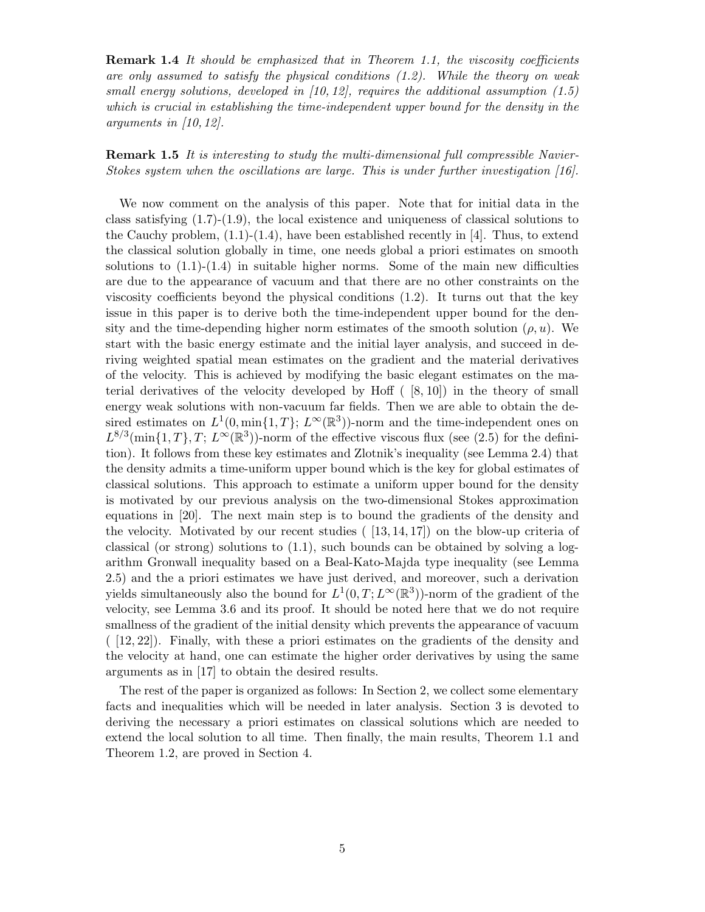**Remark 1.4** *It should be emphasized that in Theorem 1.1, the viscosity coefficients are only assumed to satisfy the physical conditions (1.2). While the theory on weak small energy solutions, developed in [10, 12], requires the additional assumption (1.5) which is crucial in establishing the time-independent upper bound for the density in the arguments in [10, 12].*

**Remark 1.5** *It is interesting to study the multi-dimensional full compressible Navier-Stokes system when the oscillations are large. This is under further investigation [16].*

We now comment on the analysis of this paper. Note that for initial data in the class satisfying (1.7)-(1.9), the local existence and uniqueness of classical solutions to the Cauchy problem, (1.1)-(1.4), have been established recently in [4]. Thus, to extend the classical solution globally in time, one needs global a priori estimates on smooth solutions to (1.1)-(1.4) in suitable higher norms. Some of the main new difficulties are due to the appearance of vacuum and that there are no other constraints on the viscosity coefficients beyond the physical conditions (1.2). It turns out that the key issue in this paper is to derive both the time-independent upper bound for the density and the time-depending higher norm estimates of the smooth solution $(\rho, u)$. We start with the basic energy estimate and the initial layer analysis, and succeed in deriving weighted spatial mean estimates on the gradient and the material derivatives of the velocity. This is achieved by modifying the basic elegant estimates on the material derivatives of the velocity developed by Hoff ( [8, 10]) in the theory of small energy weak solutions with non-vacuum far fields. Then we are able to obtain the desired estimates on $L^1(0, \min\{1,T\};\, L^\infty(\mathbb{R}^3))$-norm and the time-independent ones on $L^{8/3}(\min\{1,T\}, T;\, L^\infty(\mathbb{R}^3))$-norm of the effective viscous flux (see (2.5) for the definition). It follows from these key estimates and Zlotnik's inequality (see Lemma 2.4) that the density admits a time-uniform upper bound which is the key for global estimates of classical solutions. This approach to estimate a uniform upper bound for the density is motivated by our previous analysis on the two-dimensional Stokes approximation equations in [20]. The next main step is to bound the gradients of the density and the velocity. Motivated by our recent studies ( [13, 14, 17]) on the blow-up criteria of classical (or strong) solutions to (1.1), such bounds can be obtained by solving a logarithm Gronwall inequality based on a Beal-Kato-Majda type inequality (see Lemma 2.5) and the a priori estimates we have just derived, and moreover, such a derivation yields simultaneously also the bound for $L^1(0, T; L^\infty(\mathbb{R}^3))$-norm of the gradient of the velocity, see Lemma 3.6 and its proof. It should be noted here that we do not require smallness of the gradient of the initial density which prevents the appearance of vacuum ( [12, 22]). Finally, with these a priori estimates on the gradients of the density and the velocity at hand, one can estimate the higher order derivatives by using the same arguments as in [17] to obtain the desired results.

The rest of the paper is organized as follows: In Section 2, we collect some elementary facts and inequalities which will be needed in later analysis. Section 3 is devoted to deriving the necessary a priori estimates on classical solutions which are needed to extend the local solution to all time. Then finally, the main results, Theorem 1.1 and Theorem 1.2, are proved in Section 4.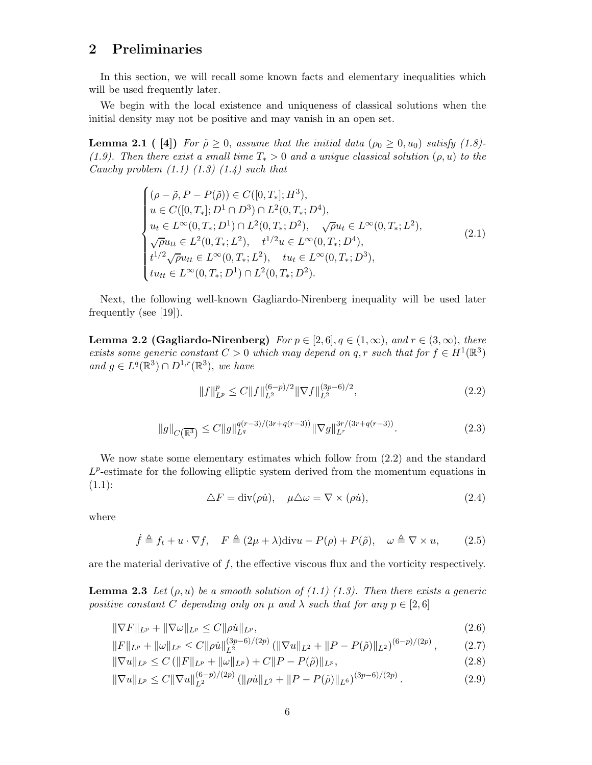## 2 Preliminaries

In this section, we will recall some known facts and elementary inequalities which will be used frequently later.

We begin with the local existence and uniqueness of classical solutions when the initial density may not be positive and may vanish in an open set.

**Lemma 2.1 ( [4])** *For $\tilde\rho \ge 0$, assume that the initial data $(\rho_0 \ge 0, u_0)$ satisfy (1.8)-(1.9). Then there exist a small time $T_* > 0$ and a unique classical solution $(\rho, u)$ to the Cauchy problem (1.1) (1.3) (1.4) such that*

$$
\begin{cases}
(\rho - \tilde\rho, P - P(\tilde\rho)) \in C([0,T_*]; H^3),\\
u \in C([0,T_*]; D^1 \cap D^3) \cap L^2(0,T_*; D^4),\\
u_t \in L^\infty(0,T_*; D^1) \cap L^2(0,T_*; D^2), \quad \sqrt{\rho} u_t \in L^\infty(0,T_*; L^2),\\
\sqrt{\rho} u_{tt} \in L^2(0,T_*; L^2), \quad t^{1/2} u \in L^\infty(0,T_*; D^4),\\
t^{1/2}\sqrt{\rho} u_{tt} \in L^\infty(0,T_*; L^2), \quad t u_t \in L^\infty(0,T_*; D^3),\\
t u_{tt} \in L^\infty(0,T_*; D^1) \cap L^2(0,T_*; D^2).
\end{cases}
\tag{2.1}
$$

Next, the following well-known Gagliardo-Nirenberg inequality will be used later frequently (see [19]).

**Lemma 2.2 (Gagliardo-Nirenberg)** *For $p \in [2,6], q \in (1,\infty)$, and $r \in (3,\infty)$, there exists some generic constant $C > 0$ which may depend on $q, r$ such that for $f \in H^1(\mathbb{R}^3)$ and $g \in L^q(\mathbb{R}^3) \cap D^{1,r}(\mathbb{R}^3)$, we have*

$$
\|f\|_{L^p}^p \le C \|f\|_{L^2}^{(6-p)/2} \|\nabla f\|_{L^2}^{(3p-6)/2}, \tag{2.2}
$$

$$
\|g\|_{C\left(\overline{\mathbb{R}^3}\right)} \le C \|g\|_{L^q}^{q(r-3)/(3r+q(r-3))} \|\nabla g\|_{L^r}^{3r/(3r+q(r-3))}. \tag{2.3}
$$

We now state some elementary estimates which follow from (2.2) and the standard $L^p$-estimate for the following elliptic system derived from the momentum equations in (1.1):

$$
\triangle F = \mathrm{div}(\rho \dot u), \quad \mu \triangle \omega = \nabla \times (\rho \dot u), \tag{2.4}
$$

where

$$
\dot f \triangleq f_t + u \cdot \nabla f, \quad F \triangleq (2\mu + \lambda)\mathrm{div} u - P(\rho) + P(\tilde\rho), \quad \omega \triangleq \nabla \times u, \tag{2.5}
$$

are the material derivative of $f$, the effective viscous flux and the vorticity respectively.

**Lemma 2.3** *Let $(\rho, u)$ be a smooth solution of (1.1) (1.3). Then there exists a generic positive constant $C$ depending only on $\mu$ and $\lambda$ such that for any $p \in [2,6]$*

$$
\|\nabla F\|_{L^p} + \|\nabla \omega\|_{L^p} \le C \|\rho \dot u\|_{L^p}, \tag{2.6}
$$

$$
\|F\|_{L^p} + \|\omega\|_{L^p} \le C \|\rho \dot u\|_{L^2}^{(3p-6)/(2p)} \left(\|\nabla u\|_{L^2} + \|P - P(\tilde\rho)\|_{L^2}\right)^{(6-p)/(2p)}, \tag{2.7}
$$

$$
\|\nabla u\|_{L^p} \le C \left(\|F\|_{L^p} + \|\omega\|_{L^p}\right) + C \|P - P(\tilde\rho)\|_{L^p}, \tag{2.8}
$$

$$
\|\nabla u\|_{L^p} \le C \|\nabla u\|_{L^2}^{(6-p)/(2p)} \left(\|\rho \dot u\|_{L^2} + \|P - P(\tilde\rho)\|_{L^6}\right)^{(3p-6)/(2p)}. \tag{2.9}
$$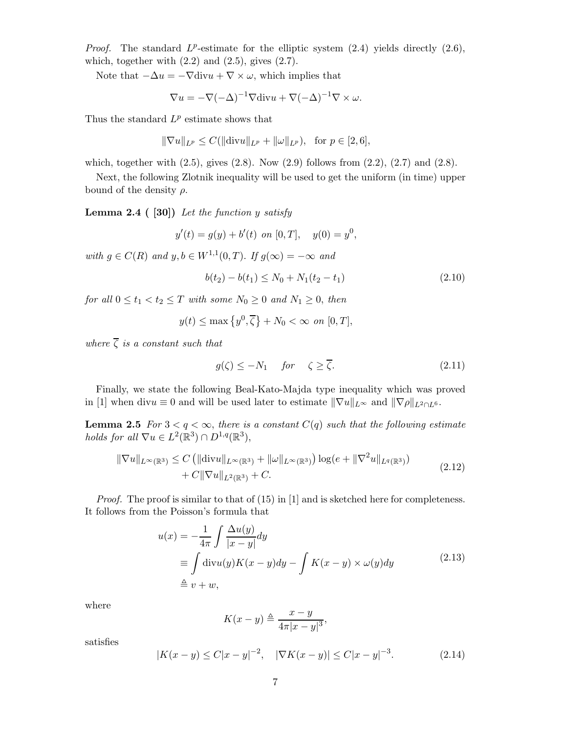*Proof.* The standard $L^p$-estimate for the elliptic system (2.4) yields directly (2.6), which, together with (2.2) and (2.5), gives (2.7).

Note that $-\Delta u = -\nabla \text{div} u + \nabla \times \omega$, which implies that

$$\nabla u = -\nabla(-\Delta)^{-1}\nabla \text{div} u + \nabla(-\Delta)^{-1}\nabla \times \omega.$$

Thus the standard $L^p$ estimate shows that

$$\|\nabla u\|_{L^p} \le C(\|\text{div} u\|_{L^p} + \|\omega\|_{L^p}), \quad \text{for } p \in [2,6],$$

which, together with (2.5), gives (2.8). Now (2.9) follows from (2.2), (2.7) and (2.8).

Next, the following Zlotnik inequality will be used to get the uniform (in time) upper bound of the density $\rho$.

**Lemma 2.4 ( [30])** *Let the function $y$ satisfy*

$$y'(t) = g(y) + b'(t) \text{ on } [0,T], \quad y(0) = y^0,$$

*with $g \in C(R)$ and $y, b \in W^{1,1}(0,T)$. If $g(\infty) = -\infty$ and*

$$b(t_2) - b(t_1) \le N_0 + N_1(t_2 - t_1) \tag{2.10}$$

*for all $0 \le t_1 < t_2 \le T$ with some $N_0 \ge 0$ and $N_1 \ge 0$, then*

$$y(t) \le \max\left\{y^0, \overline{\zeta}\right\} + N_0 < \infty \text{ on } [0,T],$$

*where $\overline{\zeta}$ is a constant such that*

$$g(\zeta) \le -N_1 \quad \text{for} \quad \zeta \ge \overline{\zeta}. \tag{2.11}$$

Finally, we state the following Beal-Kato-Majda type inequality which was proved in [1] when $\text{div} u \equiv 0$ and will be used later to estimate $\|\nabla u\|_{L^\infty}$ and $\|\nabla \rho\|_{L^2 \cap L^6}$.

**Lemma 2.5** *For $3 < q < \infty$, there is a constant $C(q)$ such that the following estimate holds for all $\nabla u \in L^2(\mathbb{R}^3) \cap D^{1,q}(\mathbb{R}^3)$,*

$$\begin{aligned}\|\nabla u\|_{L^\infty(\mathbb{R}^3)} \le\ & C\left(\|\text{div} u\|_{L^\infty(\mathbb{R}^3)} + \|\omega\|_{L^\infty(\mathbb{R}^3)}\right)\log(e + \|\nabla^2 u\|_{L^q(\mathbb{R}^3)}) \\ & + C\|\nabla u\|_{L^2(\mathbb{R}^3)} + C.\end{aligned} \tag{2.12}$$

*Proof.* The proof is similar to that of (15) in [1] and is sketched here for completeness. It follows from the Poisson's formula that

$$\begin{aligned} u(x) &= -\frac{1}{4\pi}\int \frac{\Delta u(y)}{|x-y|}dy \\ &\equiv \int \text{div} u(y) K(x-y)dy - \int K(x-y) \times \omega(y)dy \\ &\triangleq v + w, \end{aligned} \tag{2.13}$$

where

$$K(x-y) \triangleq \frac{x-y}{4\pi|x-y|^3},$$

satisfies

$$|K(x-y) \le C|x-y|^{-2}, \quad |\nabla K(x-y)| \le C|x-y|^{-3}. \tag{2.14}$$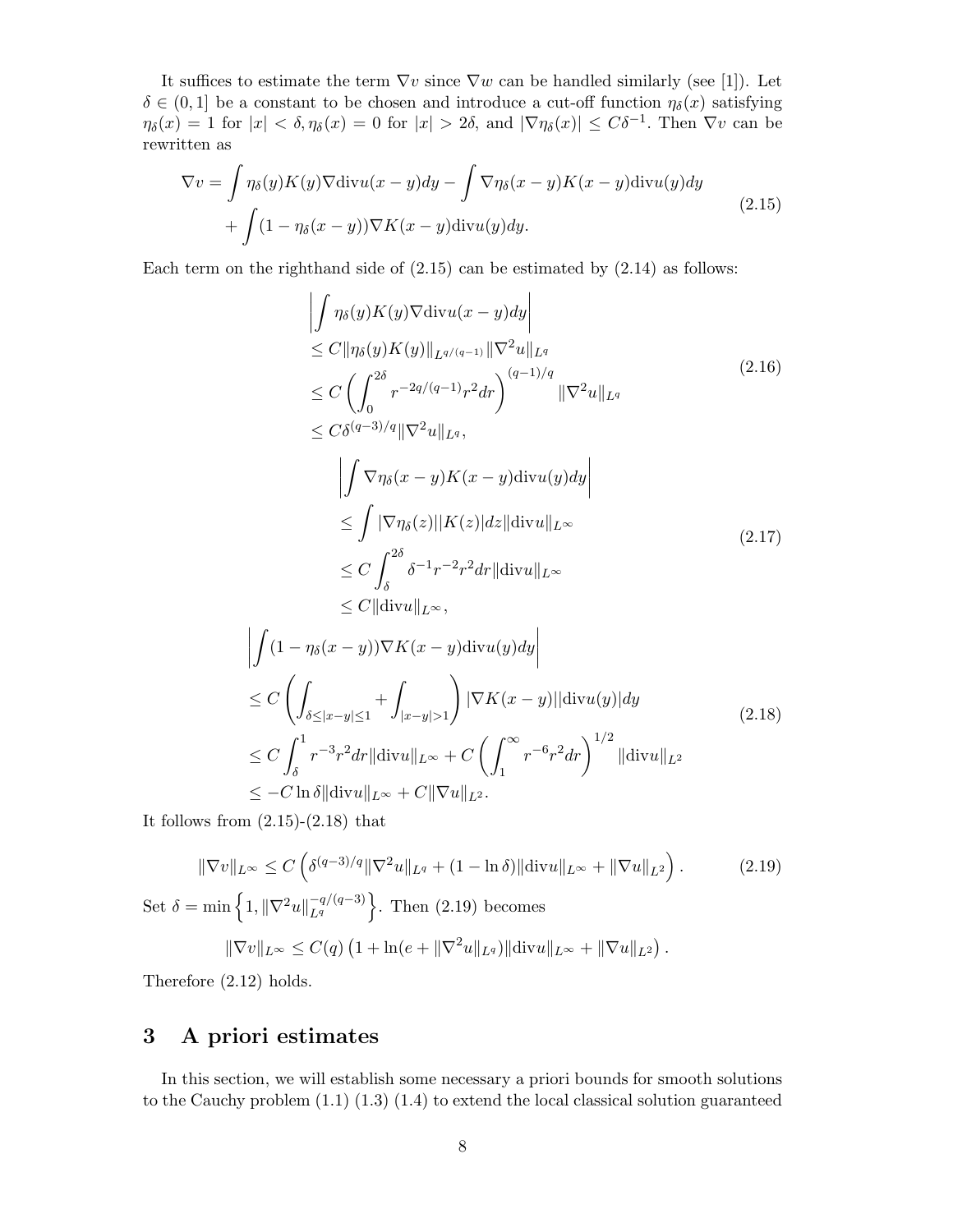It suffices to estimate the term $\nabla v$ since $\nabla w$ can be handled similarly (see [1]). Let $\delta \in (0,1]$ be a constant to be chosen and introduce a cut-off function $\eta_\delta(x)$ satisfying $\eta_\delta(x) = 1$ for $|x| < \delta, \eta_\delta(x) = 0$ for $|x| > 2\delta$, and $|\nabla \eta_\delta(x)| \le C\delta^{-1}$. Then $\nabla v$ can be rewritten as

$$
\begin{aligned}
\nabla v = & \int \eta_\delta(y) K(y) \nabla \mathrm{div} u(x-y) dy - \int \nabla \eta_\delta(x-y) K(x-y) \mathrm{div} u(y) dy \\
& + \int (1 - \eta_\delta(x-y)) \nabla K(x-y) \mathrm{div} u(y) dy.
\end{aligned}
\tag{2.15}
$$

Each term on the righthand side of (2.15) can be estimated by (2.14) as follows:

$$
\begin{aligned}
& \left| \int \eta_\delta(y) K(y) \nabla \mathrm{div} u(x-y) dy \right| \\
& \le C \|\eta_\delta(y) K(y)\|_{L^{q/(q-1)}} \|\nabla^2 u\|_{L^q} \\
& \le C \left( \int_0^{2\delta} r^{-2q/(q-1)} r^2 dr \right)^{(q-1)/q} \|\nabla^2 u\|_{L^q} \\
& \le C \delta^{(q-3)/q} \|\nabla^2 u\|_{L^q},
\end{aligned}
\tag{2.16}
$$

$$
\begin{aligned}
& \left| \int \nabla \eta_\delta(x-y) K(x-y) \mathrm{div} u(y) dy \right| \\
& \le \int |\nabla \eta_\delta(z)| |K(z)| dz \|\mathrm{div} u\|_{L^\infty} \\
& \le C \int_\delta^{2\delta} \delta^{-1} r^{-2} r^2 dr \|\mathrm{div} u\|_{L^\infty} \\
& \le C \|\mathrm{div} u\|_{L^\infty},
\end{aligned}
\tag{2.17}
$$

$$
\begin{aligned}
& \left| \int (1 - \eta_\delta(x-y)) \nabla K(x-y) \mathrm{div} u(y) dy \right| \\
& \le C \left( \int_{\delta \le |x-y| \le 1} + \int_{|x-y|>1} \right) |\nabla K(x-y)| |\mathrm{div} u(y)| dy \\
& \le C \int_\delta^1 r^{-3} r^2 dr \|\mathrm{div} u\|_{L^\infty} + C \left( \int_1^\infty r^{-6} r^2 dr \right)^{1/2} \|\mathrm{div} u\|_{L^2} \\
& \le -C \ln \delta \|\mathrm{div} u\|_{L^\infty} + C \|\nabla u\|_{L^2}.
\end{aligned}
\tag{2.18}
$$

It follows from (2.15)-(2.18) that

$$
\|\nabla v\|_{L^\infty} \le C \left( \delta^{(q-3)/q} \|\nabla^2 u\|_{L^q} + (1 - \ln \delta) \|\mathrm{div} u\|_{L^\infty} + \|\nabla u\|_{L^2} \right).
\tag{2.19}
$$

Set $\delta = \min \left\{ 1, \|\nabla^2 u\|_{L^q}^{-q/(q-3)} \right\}$. Then (2.19) becomes

$$
\|\nabla v\|_{L^\infty} \le C(q) \left( 1 + \ln(e + \|\nabla^2 u\|_{L^q}) \|\mathrm{div} u\|_{L^\infty} + \|\nabla u\|_{L^2} \right).
$$

Therefore (2.12) holds.

# 3 A priori estimates

In this section, we will establish some necessary a priori bounds for smooth solutions to the Cauchy problem (1.1) (1.3) (1.4) to extend the local classical solution guaranteed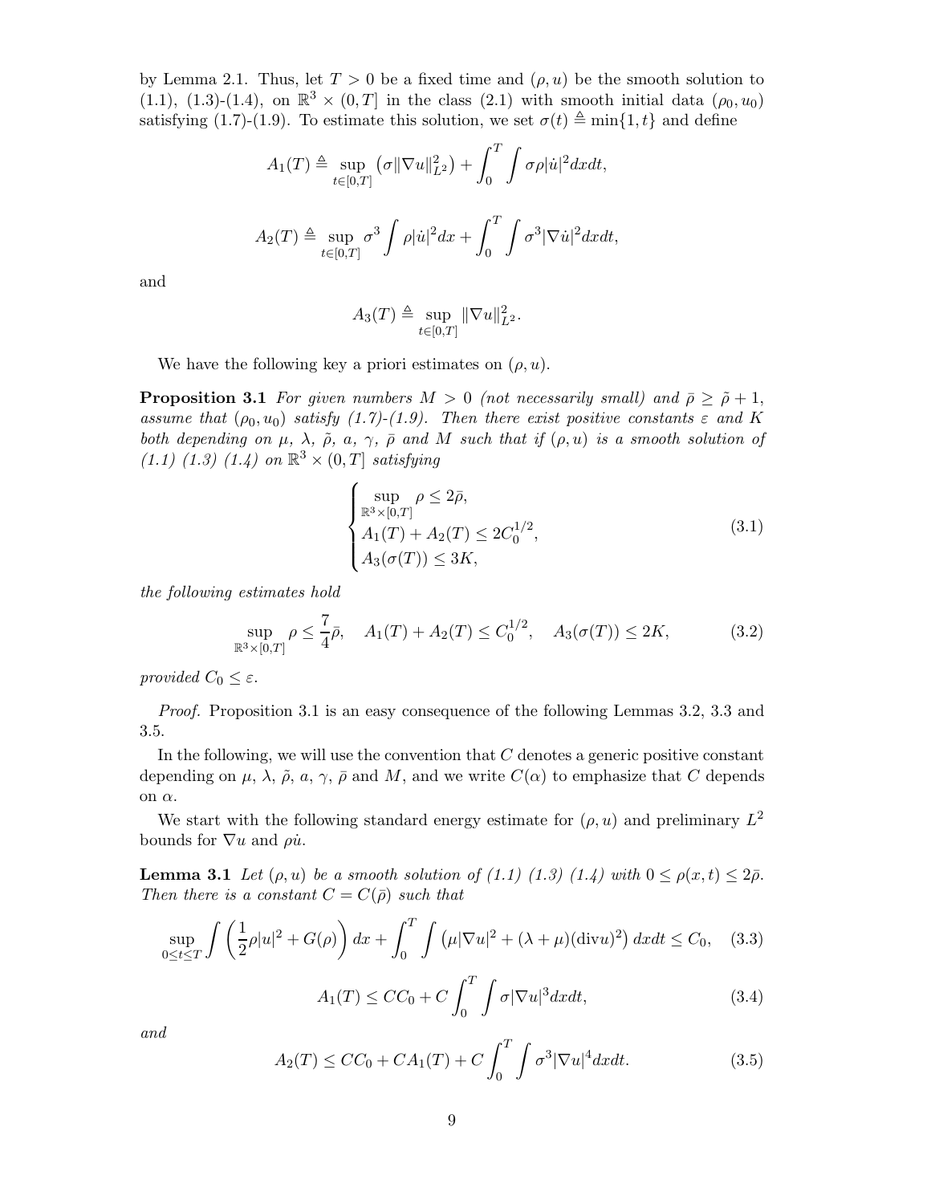by Lemma 2.1. Thus, let $T > 0$ be a fixed time and $(\rho, u)$ be the smooth solution to (1.1), (1.3)-(1.4), on $\mathbb{R}^3 \times (0, T]$ in the class (2.1) with smooth initial data $(\rho_0, u_0)$ satisfying (1.7)-(1.9). To estimate this solution, we set $\sigma(t) \triangleq \min\{1, t\}$ and define

$$A_1(T) \triangleq \sup_{t\in[0,T]} \left(\sigma \|\nabla u\|_{L^2}^2\right) + \int_0^T \int \sigma \rho |\dot{u}|^2 dx dt,$$

$$A_2(T) \triangleq \sup_{t\in[0,T]} \sigma^3 \int \rho |\dot{u}|^2 dx + \int_0^T \int \sigma^3 |\nabla \dot{u}|^2 dx dt,$$

and

$$A_3(T) \triangleq \sup_{t\in[0,T]} \|\nabla u\|_{L^2}^2.$$

We have the following key a priori estimates on $(\rho, u)$.

**Proposition 3.1** *For given numbers $M > 0$ (not necessarily small) and $\bar{\rho} \geq \tilde{\rho} + 1$, assume that $(\rho_0, u_0)$ satisfy (1.7)-(1.9). Then there exist positive constants $\varepsilon$ and $K$ both depending on $\mu$, $\lambda$, $\tilde{\rho}$, $a$, $\gamma$, $\bar{\rho}$ and $M$ such that if $(\rho, u)$ is a smooth solution of (1.1) (1.3) (1.4) on $\mathbb{R}^3 \times (0, T]$ satisfying*

$$\begin{cases} \sup\limits_{\mathbb{R}^3\times[0,T]} \rho \leq 2\bar{\rho}, \\ A_1(T) + A_2(T) \leq 2C_0^{1/2}, \\ A_3(\sigma(T)) \leq 3K, \end{cases} \tag{3.1}$$

*the following estimates hold*

$$\sup_{\mathbb{R}^3\times[0,T]} \rho \leq \frac{7}{4}\bar{\rho}, \quad A_1(T) + A_2(T) \leq C_0^{1/2}, \quad A_3(\sigma(T)) \leq 2K, \tag{3.2}$$

*provided $C_0 \leq \varepsilon$.*

*Proof.* Proposition 3.1 is an easy consequence of the following Lemmas 3.2, 3.3 and 3.5.

In the following, we will use the convention that $C$ denotes a generic positive constant depending on $\mu$, $\lambda$, $\tilde{\rho}$, $a$, $\gamma$, $\bar{\rho}$ and $M$, and we write $C(\alpha)$ to emphasize that $C$ depends on $\alpha$.

We start with the following standard energy estimate for $(\rho, u)$ and preliminary $L^2$ bounds for $\nabla u$ and $\rho\dot{u}$.

**Lemma 3.1** *Let $(\rho, u)$ be a smooth solution of (1.1) (1.3) (1.4) with $0 \leq \rho(x, t) \leq 2\bar{\rho}$. Then there is a constant $C = C(\bar{\rho})$ such that*

$$\sup_{0\leq t\leq T} \int \left(\frac{1}{2}\rho|u|^2 + G(\rho)\right) dx + \int_0^T \int \left(\mu|\nabla u|^2 + (\lambda + \mu)(\mathrm{div} u)^2\right) dx dt \leq C_0, \tag{3.3}$$

$$A_1(T) \leq CC_0 + C\int_0^T \int \sigma|\nabla u|^3 dx dt, \tag{3.4}$$

*and*

$$A_2(T) \leq CC_0 + CA_1(T) + C\int_0^T \int \sigma^3|\nabla u|^4 dx dt. \tag{3.5}$$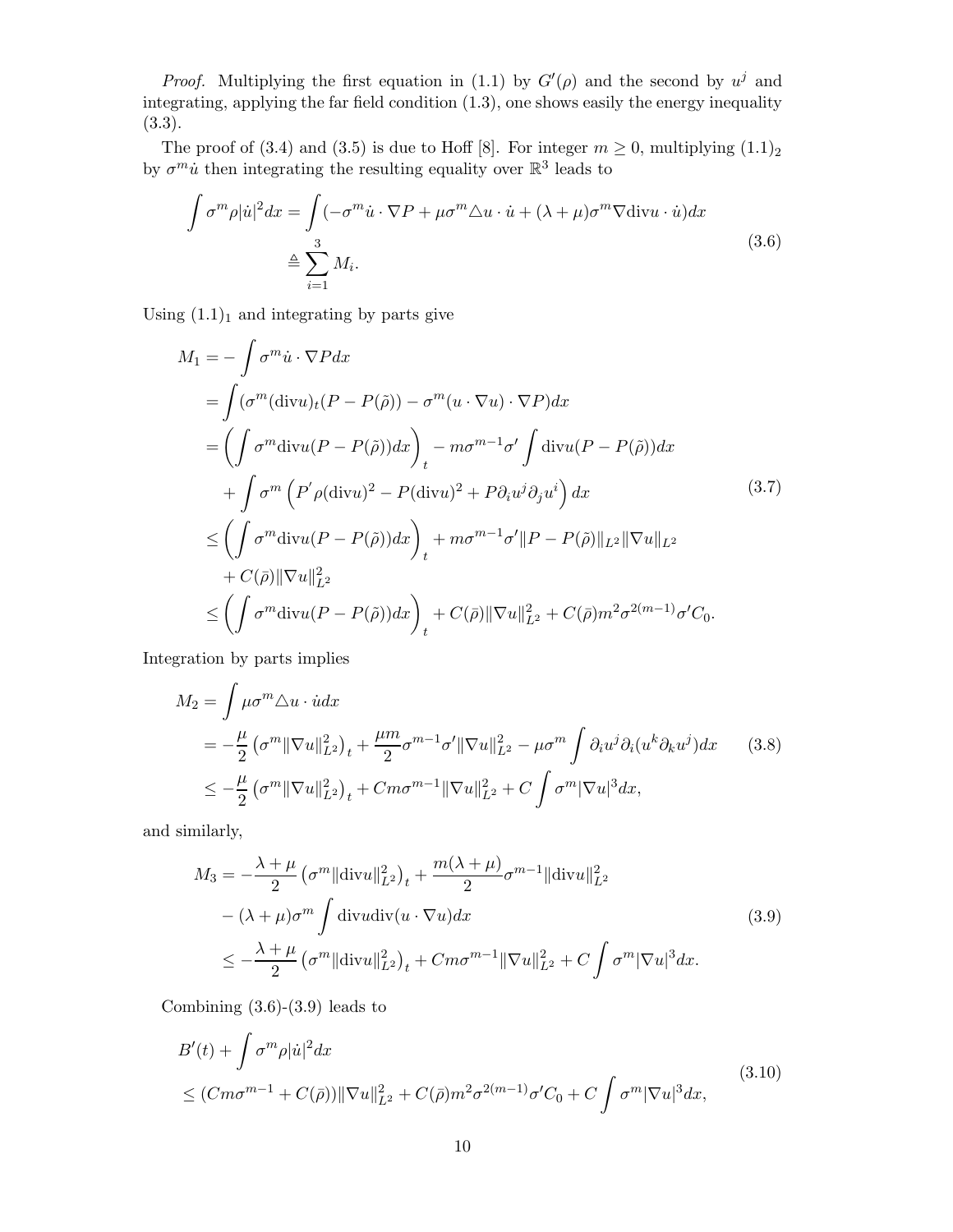*Proof.* Multiplying the first equation in (1.1) by $G'(\rho)$ and the second by $u^j$ and integrating, applying the far field condition (1.3), one shows easily the energy inequality (3.3).

The proof of (3.4) and (3.5) is due to Hoff [8]. For integer $m \geq 0$, multiplying $(1.1)_2$ by $\sigma^m \dot{u}$ then integrating the resulting equality over $\mathbb{R}^3$ leads to

$$
\begin{aligned}
\int \sigma^m \rho |\dot{u}|^2 dx &= \int (-\sigma^m \dot{u} \cdot \nabla P + \mu \sigma^m \triangle u \cdot \dot{u} + (\lambda + \mu) \sigma^m \nabla \mathrm{div} u \cdot \dot{u}) dx \\
&\triangleq \sum_{i=1}^{3} M_i.
\end{aligned}
\tag{3.6}
$$

Using $(1.1)_1$ and integrating by parts give

$$
\begin{aligned}
M_1 &= -\int \sigma^m \dot{u} \cdot \nabla P dx \\
&= \int (\sigma^m (\mathrm{div} u)_t (P - P(\tilde{\rho})) - \sigma^m (u \cdot \nabla u) \cdot \nabla P) dx \\
&= \left( \int \sigma^m \mathrm{div} u (P - P(\tilde{\rho})) dx \right)_t - m \sigma^{m-1} \sigma' \int \mathrm{div} u (P - P(\tilde{\rho})) dx \\
&\quad + \int \sigma^m \left( P' \rho (\mathrm{div} u)^2 - P (\mathrm{div} u)^2 + P \partial_i u^j \partial_j u^i \right) dx \\
&\leq \left( \int \sigma^m \mathrm{div} u (P - P(\tilde{\rho})) dx \right)_t + m \sigma^{m-1} \sigma' \|P - P(\tilde{\rho})\|_{L^2} \|\nabla u\|_{L^2} \\
&\quad + C(\bar{\rho}) \|\nabla u\|_{L^2}^2 \\
&\leq \left( \int \sigma^m \mathrm{div} u (P - P(\tilde{\rho})) dx \right)_t + C(\bar{\rho}) \|\nabla u\|_{L^2}^2 + C(\bar{\rho}) m^2 \sigma^{2(m-1)} \sigma' C_0.
\end{aligned}
\tag{3.7}
$$

Integration by parts implies

$$
\begin{aligned}
M_2 &= \int \mu \sigma^m \triangle u \cdot \dot{u} dx \\
&= -\frac{\mu}{2} \left( \sigma^m \|\nabla u\|_{L^2}^2 \right)_t + \frac{\mu m}{2} \sigma^{m-1} \sigma' \|\nabla u\|_{L^2}^2 - \mu \sigma^m \int \partial_i u^j \partial_i (u^k \partial_k u^j) dx \\
&\leq -\frac{\mu}{2} \left( \sigma^m \|\nabla u\|_{L^2}^2 \right)_t + C m \sigma^{m-1} \|\nabla u\|_{L^2}^2 + C \int \sigma^m |\nabla u|^3 dx,
\end{aligned}
\tag{3.8}
$$

and similarly,

$$
\begin{aligned}
M_3 &= -\frac{\lambda + \mu}{2} \left( \sigma^m \|\mathrm{div} u\|_{L^2}^2 \right)_t + \frac{m(\lambda + \mu)}{2} \sigma^{m-1} \|\mathrm{div} u\|_{L^2}^2 \\
&\quad - (\lambda + \mu) \sigma^m \int \mathrm{div} u \, \mathrm{div}(u \cdot \nabla u) dx \\
&\leq -\frac{\lambda + \mu}{2} \left( \sigma^m \|\mathrm{div} u\|_{L^2}^2 \right)_t + C m \sigma^{m-1} \|\nabla u\|_{L^2}^2 + C \int \sigma^m |\nabla u|^3 dx.
\end{aligned}
\tag{3.9}
$$

Combining (3.6)-(3.9) leads to

$$
\begin{aligned}
&B'(t) + \int \sigma^m \rho |\dot{u}|^2 dx \\
&\leq (C m \sigma^{m-1} + C(\bar{\rho})) \|\nabla u\|_{L^2}^2 + C(\bar{\rho}) m^2 \sigma^{2(m-1)} \sigma' C_0 + C \int \sigma^m |\nabla u|^3 dx,
\end{aligned}
\tag{3.10}
$$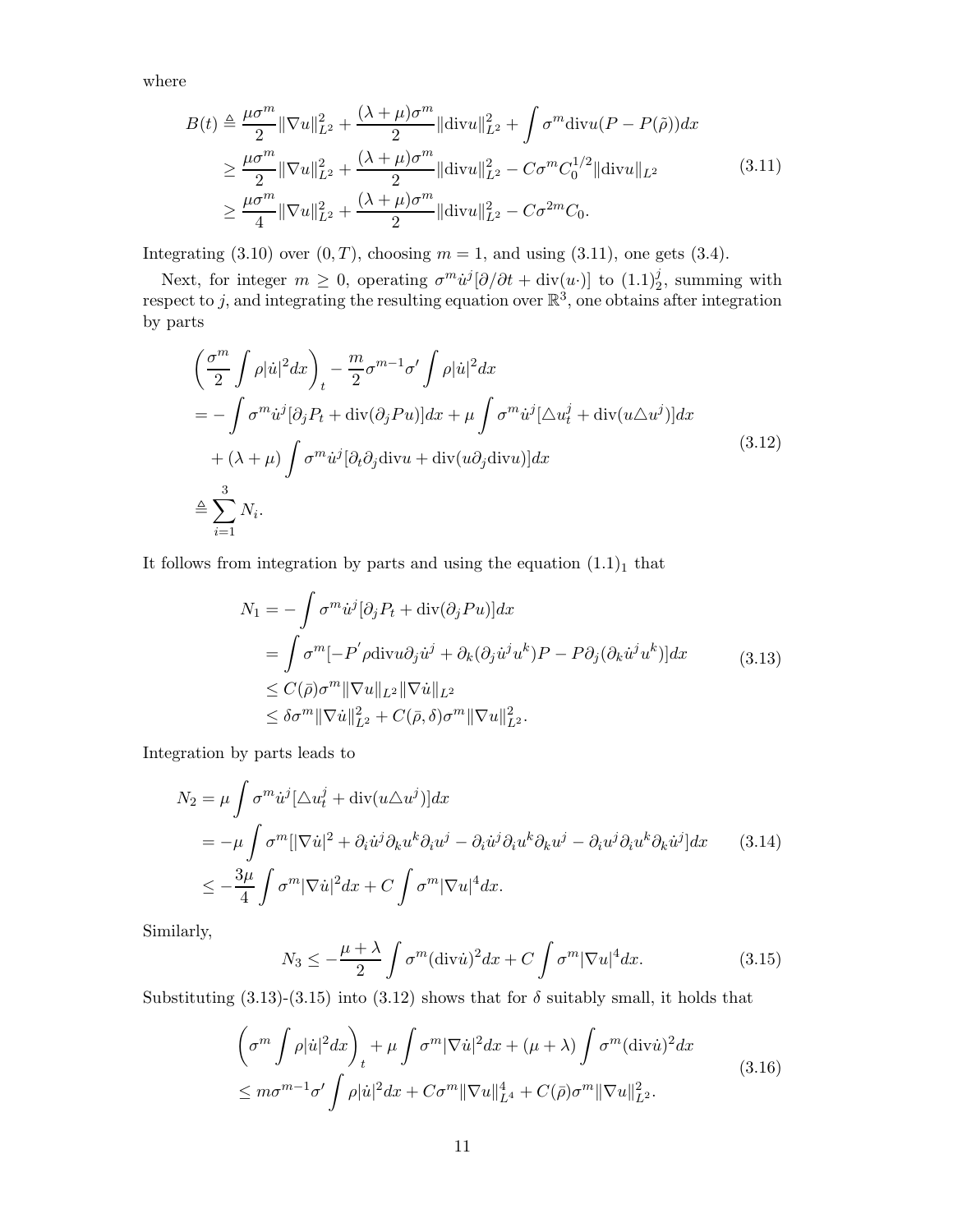where

$$
\begin{aligned}
B(t) &\triangleq \frac{\mu\sigma^m}{2}\|\nabla u\|_{L^2}^2 + \frac{(\lambda+\mu)\sigma^m}{2}\|\mathrm{div} u\|_{L^2}^2 + \int \sigma^m \mathrm{div} u (P - P(\tilde\rho))dx \\
&\geq \frac{\mu\sigma^m}{2}\|\nabla u\|_{L^2}^2 + \frac{(\lambda+\mu)\sigma^m}{2}\|\mathrm{div} u\|_{L^2}^2 - C\sigma^m C_0^{1/2}\|\mathrm{div} u\|_{L^2} \\
&\geq \frac{\mu\sigma^m}{4}\|\nabla u\|_{L^2}^2 + \frac{(\lambda+\mu)\sigma^m}{2}\|\mathrm{div} u\|_{L^2}^2 - C\sigma^{2m} C_0.
\end{aligned}
\tag{3.11}
$$

Integrating (3.10) over $(0, T)$, choosing $m = 1$, and using (3.11), one gets (3.4).

Next, for integer $m \geq 0$, operating $\sigma^m \dot u^j[\partial/\partial t + \mathrm{div}(u\cdot)]$ to $(1.1)_2^j$, summing with respect to $j$, and integrating the resulting equation over $\mathbb{R}^3$, one obtains after integration by parts

$$
\begin{aligned}
&\left(\frac{\sigma^m}{2}\int \rho|\dot u|^2 dx\right)_t - \frac{m}{2}\sigma^{m-1}\sigma' \int \rho |\dot u|^2 dx \\
&= -\int \sigma^m \dot u^j[\partial_j P_t + \mathrm{div}(\partial_j P u)]dx + \mu\int \sigma^m \dot u^j[\triangle u_t^j + \mathrm{div}(u\triangle u^j)]dx \\
&\quad + (\lambda+\mu)\int \sigma^m \dot u^j[\partial_t \partial_j \mathrm{div} u + \mathrm{div}(u\partial_j \mathrm{div} u)]dx \\
&\triangleq \sum_{i=1}^3 N_i.
\end{aligned}
\tag{3.12}
$$

It follows from integration by parts and using the equation $(1.1)_1$ that

$$
\begin{aligned}
N_1 &= -\int \sigma^m \dot u^j [\partial_j P_t + \mathrm{div}(\partial_j P u)]dx \\
&= \int \sigma^m[-P'\rho \mathrm{div} u \partial_j \dot u^j + \partial_k(\partial_j \dot u^j u^k)P - P\partial_j(\partial_k \dot u^j u^k)]dx \\
&\leq C(\bar\rho)\sigma^m \|\nabla u\|_{L^2}\|\nabla \dot u\|_{L^2} \\
&\leq \delta \sigma^m \|\nabla \dot u\|_{L^2}^2 + C(\bar\rho,\delta)\sigma^m\|\nabla u\|_{L^2}^2.
\end{aligned}
\tag{3.13}
$$

Integration by parts leads to

$$
\begin{aligned}
N_2 &= \mu\int \sigma^m \dot u^j[\triangle u_t^j + \mathrm{div}(u\triangle u^j)]dx \\
&= -\mu\int \sigma^m[|\nabla \dot u|^2 + \partial_i \dot u^j \partial_k u^k \partial_i u^j - \partial_i \dot u^j \partial_i u^k \partial_k u^j - \partial_i u^j \partial_i u^k \partial_k \dot u^j]dx \\
&\leq -\frac{3\mu}{4}\int \sigma^m |\nabla \dot u|^2 dx + C\int \sigma^m |\nabla u|^4 dx.
\end{aligned}
\tag{3.14}
$$

Similarly,

$$
N_3 \leq -\frac{\mu+\lambda}{2}\int \sigma^m (\mathrm{div} \dot u)^2 dx + C\int \sigma^m |\nabla u|^4 dx.
\tag{3.15}
$$

Substituting (3.13)-(3.15) into (3.12) shows that for $\delta$ suitably small, it holds that

$$
\begin{aligned}
&\left(\sigma^m \int \rho |\dot u|^2 dx\right)_t + \mu\int \sigma^m |\nabla \dot u|^2 dx + (\mu+\lambda)\int \sigma^m (\mathrm{div}\dot u)^2 dx \\
&\leq m\sigma^{m-1}\sigma' \int \rho |\dot u|^2 dx + C\sigma^m \|\nabla u\|_{L^4}^4 + C(\bar\rho)\sigma^m \|\nabla u\|_{L^2}^2.
\end{aligned}
\tag{3.16}
$$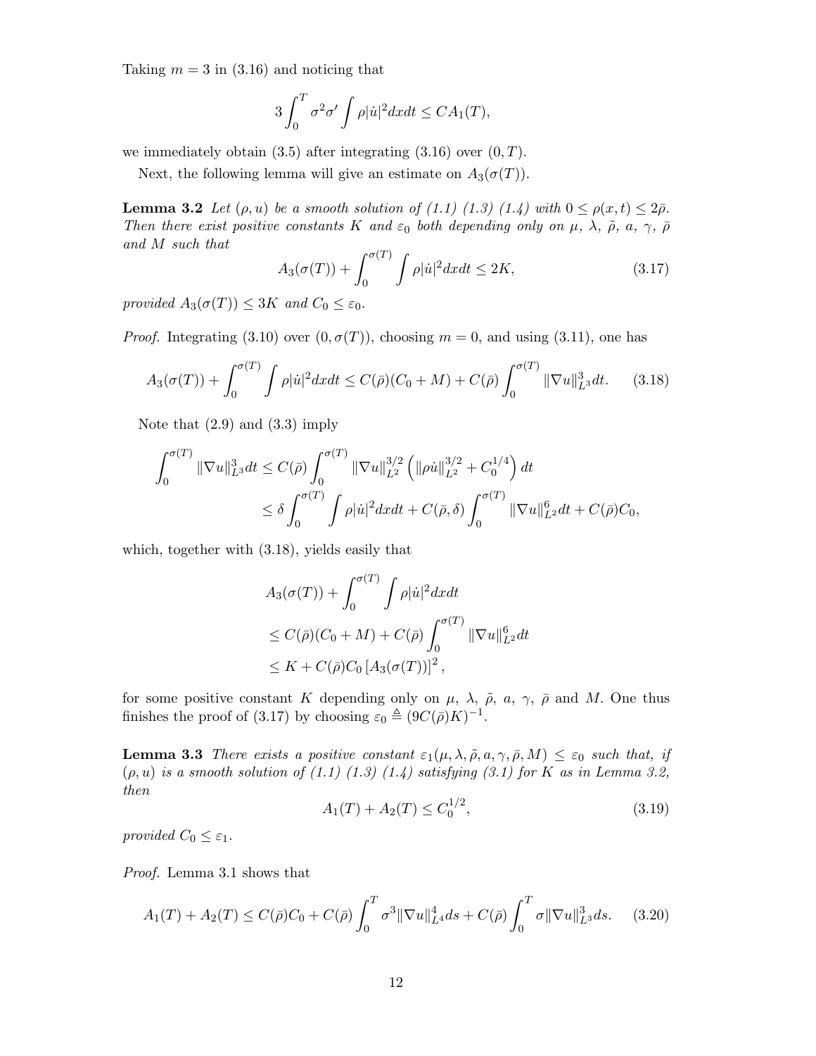Taking $m = 3$ in (3.16) and noticing that

$$3\int_0^T \sigma^2\sigma' \int \rho|\dot{u}|^2 dxdt \le CA_1(T),$$

we immediately obtain (3.5) after integrating (3.16) over $(0, T)$.

Next, the following lemma will give an estimate on $A_3(\sigma(T))$.

**Lemma 3.2** *Let $(\rho, u)$ be a smooth solution of (1.1) (1.3) (1.4) with $0 \le \rho(x,t) \le 2\bar{\rho}$. Then there exist positive constants $K$ and $\varepsilon_0$ both depending only on $\mu$, $\lambda$, $\tilde{\rho}$, $a$, $\gamma$, $\bar{\rho}$ and $M$ such that*

$$A_3(\sigma(T)) + \int_0^{\sigma(T)} \int \rho|\dot{u}|^2 dxdt \le 2K, \tag{3.17}$$

*provided $A_3(\sigma(T)) \le 3K$ and $C_0 \le \varepsilon_0$.*

*Proof.* Integrating (3.10) over $(0, \sigma(T))$, choosing $m = 0$, and using (3.11), one has

$$A_3(\sigma(T)) + \int_0^{\sigma(T)} \int \rho|\dot{u}|^2 dxdt \le C(\bar{\rho})(C_0 + M) + C(\bar{\rho}) \int_0^{\sigma(T)} \|\nabla u\|_{L^3}^3 dt. \tag{3.18}$$

Note that (2.9) and (3.3) imply

$$\begin{aligned}
\int_0^{\sigma(T)} \|\nabla u\|_{L^3}^3 dt &\le C(\bar{\rho}) \int_0^{\sigma(T)} \|\nabla u\|_{L^2}^{3/2} \left( \|\rho \dot{u}\|_{L^2}^{3/2} + C_0^{1/4} \right) dt \\
&\le \delta \int_0^{\sigma(T)} \int \rho|\dot{u}|^2 dxdt + C(\bar{\rho}, \delta) \int_0^{\sigma(T)} \|\nabla u\|_{L^2}^6 dt + C(\bar{\rho}) C_0,
\end{aligned}$$

which, together with (3.18), yields easily that

$$\begin{aligned}
&A_3(\sigma(T)) + \int_0^{\sigma(T)} \int \rho|\dot{u}|^2 dxdt \\
&\le C(\bar{\rho})(C_0 + M) + C(\bar{\rho}) \int_0^{\sigma(T)} \|\nabla u\|_{L^2}^6 dt \\
&\le K + C(\bar{\rho}) C_0 \left[ A_3(\sigma(T)) \right]^2,
\end{aligned}$$

for some positive constant $K$ depending only on $\mu$, $\lambda$, $\tilde{\rho}$, $a$, $\gamma$, $\bar{\rho}$ and $M$. One thus finishes the proof of (3.17) by choosing $\varepsilon_0 \triangleq (9C(\bar{\rho})K)^{-1}$.

**Lemma 3.3** *There exists a positive constant $\varepsilon_1(\mu, \lambda, \tilde{\rho}, a, \gamma, \bar{\rho}, M) \le \varepsilon_0$ such that, if $(\rho, u)$ is a smooth solution of (1.1) (1.3) (1.4) satisfying (3.1) for $K$ as in Lemma 3.2, then*

$$A_1(T) + A_2(T) \le C_0^{1/2}, \tag{3.19}$$

*provided $C_0 \le \varepsilon_1$.*

*Proof.* Lemma 3.1 shows that

$$A_1(T) + A_2(T) \le C(\bar{\rho}) C_0 + C(\bar{\rho}) \int_0^T \sigma^3 \|\nabla u\|_{L^4}^4 ds + C(\bar{\rho}) \int_0^T \sigma \|\nabla u\|_{L^3}^3 ds. \tag{3.20}$$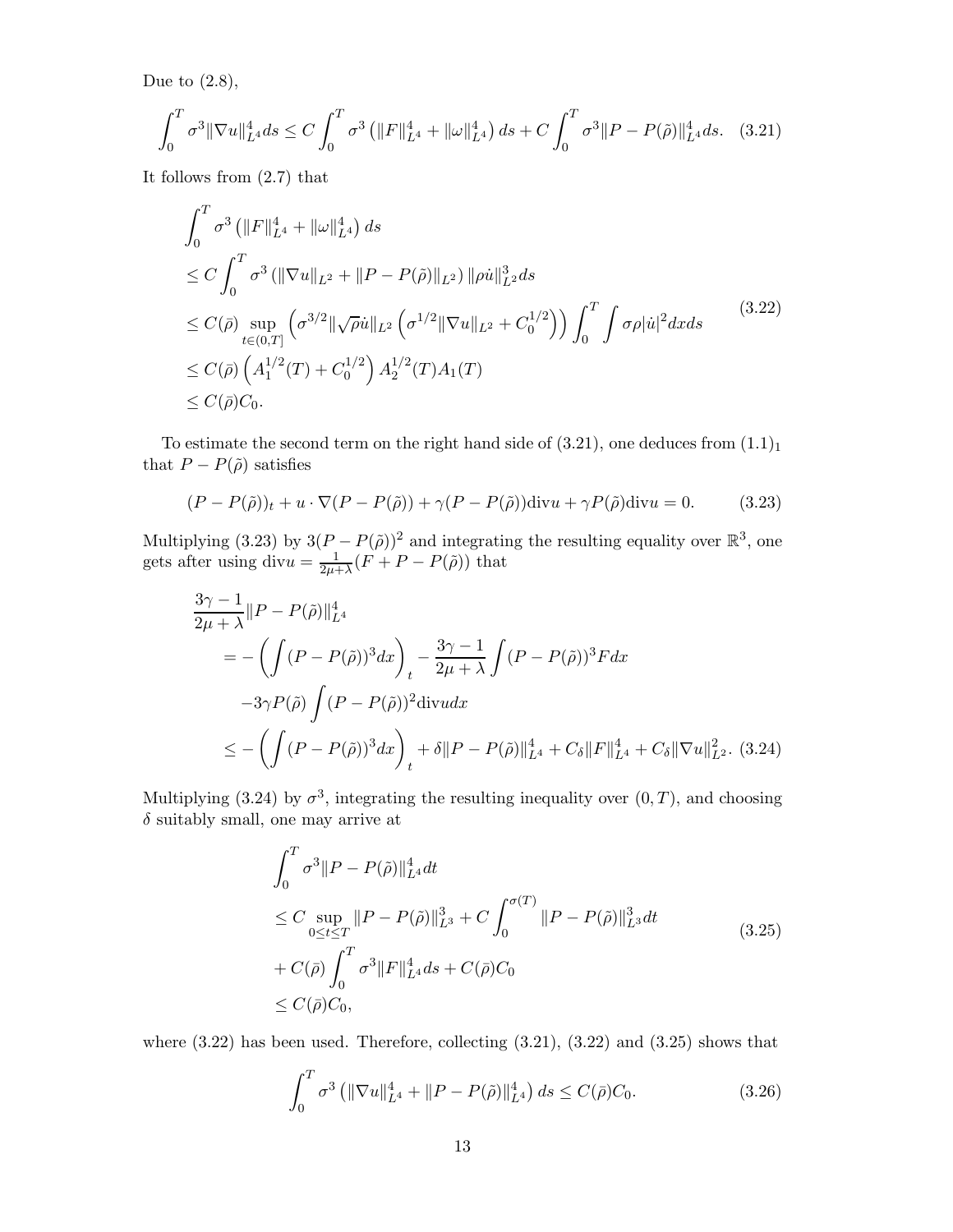Due to (2.8),

$$\int_0^T \sigma^3 \|\nabla u\|_{L^4}^4 ds \le C \int_0^T \sigma^3 \left( \|F\|_{L^4}^4 + \|\omega\|_{L^4}^4 \right) ds + C \int_0^T \sigma^3 \|P - P(\tilde{\rho})\|_{L^4}^4 ds. \quad (3.21)$$

It follows from (2.7) that

$$\begin{aligned}
&\int_0^T \sigma^3 \left( \|F\|_{L^4}^4 + \|\omega\|_{L^4}^4 \right) ds \\
&\le C \int_0^T \sigma^3 \left( \|\nabla u\|_{L^2} + \|P - P(\tilde{\rho})\|_{L^2} \right) \|\rho \dot{u}\|_{L^2}^3 ds \\
&\le C(\bar{\rho}) \sup_{t\in(0,T]} \left( \sigma^{3/2} \|\sqrt{\rho}\dot{u}\|_{L^2} \left( \sigma^{1/2} \|\nabla u\|_{L^2} + C_0^{1/2} \right) \right) \int_0^T \int \sigma \rho |\dot{u}|^2 dx ds \\
&\le C(\bar{\rho}) \left( A_1^{1/2}(T) + C_0^{1/2} \right) A_2^{1/2}(T) A_1(T) \\
&\le C(\bar{\rho}) C_0.
\end{aligned} \quad (3.22)$$

To estimate the second term on the right hand side of (3.21), one deduces from $(1.1)_1$ that $P - P(\tilde{\rho})$ satisfies

$$(P - P(\tilde{\rho}))_t + u \cdot \nabla (P - P(\tilde{\rho})) + \gamma (P - P(\tilde{\rho})) \mathrm{div} u + \gamma P(\tilde{\rho}) \mathrm{div} u = 0. \quad (3.23)$$

Multiplying (3.23) by $3(P - P(\tilde{\rho}))^2$ and integrating the resulting equality over $\mathbb{R}^3$, one gets after using $\mathrm{div} u = \frac{1}{2\mu+\lambda}(F + P - P(\tilde{\rho}))$ that

$$\begin{aligned}
&\frac{3\gamma - 1}{2\mu + \lambda} \|P - P(\tilde{\rho})\|_{L^4}^4 \\
&\quad = -\left( \int (P - P(\tilde{\rho}))^3 dx \right)_t - \frac{3\gamma - 1}{2\mu + \lambda} \int (P - P(\tilde{\rho}))^3 F dx \\
&\quad\quad - 3\gamma P(\tilde{\rho}) \int (P - P(\tilde{\rho}))^2 \mathrm{div} u dx \\
&\quad \le -\left( \int (P - P(\tilde{\rho}))^3 dx \right)_t + \delta \|P - P(\tilde{\rho})\|_{L^4}^4 + C_\delta \|F\|_{L^4}^4 + C_\delta \|\nabla u\|_{L^2}^2. \quad (3.24)
\end{aligned}$$

Multiplying (3.24) by $\sigma^3$, integrating the resulting inequality over $(0, T)$, and choosing $\delta$ suitably small, one may arrive at

$$\begin{aligned}
&\int_0^T \sigma^3 \|P - P(\tilde{\rho})\|_{L^4}^4 dt \\
&\le C \sup_{0\le t\le T} \|P - P(\tilde{\rho})\|_{L^3}^3 + C \int_0^{\sigma(T)} \|P - P(\tilde{\rho})\|_{L^3}^3 dt \\
&+ C(\bar{\rho}) \int_0^T \sigma^3 \|F\|_{L^4}^4 ds + C(\bar{\rho}) C_0 \\
&\le C(\bar{\rho}) C_0,
\end{aligned} \quad (3.25)$$

where (3.22) has been used. Therefore, collecting (3.21), (3.22) and (3.25) shows that

$$\int_0^T \sigma^3 \left( \|\nabla u\|_{L^4}^4 + \|P - P(\tilde{\rho})\|_{L^4}^4 \right) ds \le C(\bar{\rho}) C_0. \quad (3.26)$$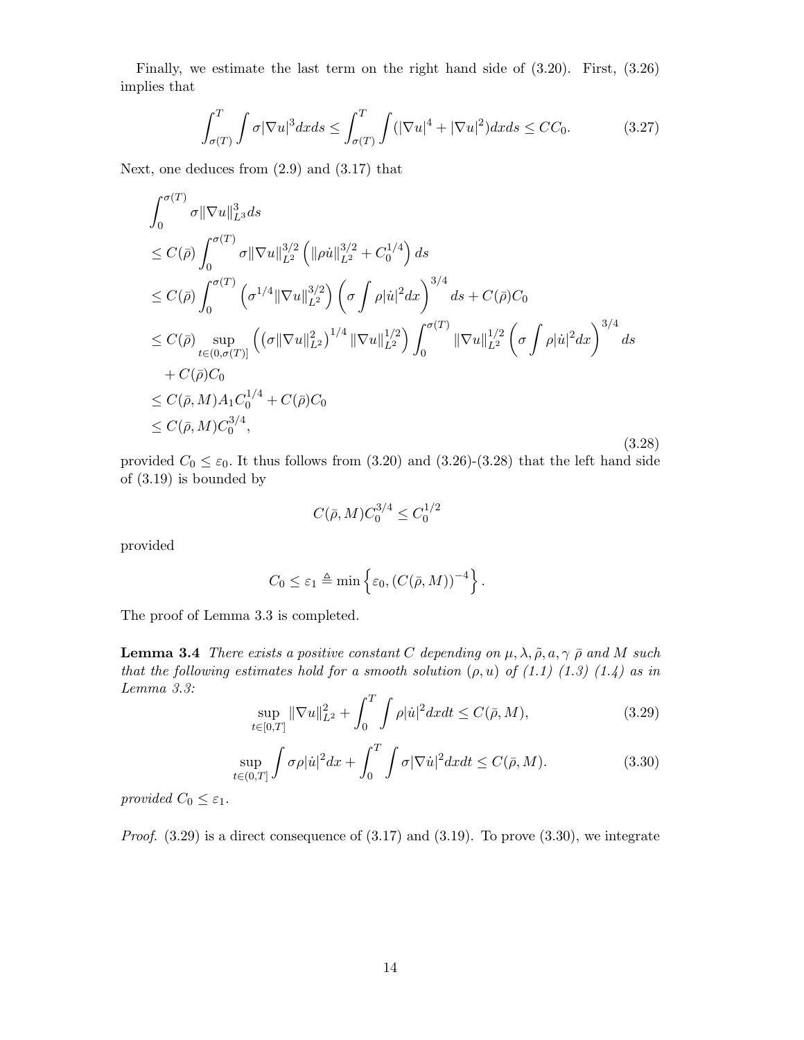Finally, we estimate the last term on the right hand side of (3.20). First, (3.26) implies that

$$\int_{\sigma(T)}^{T}\int \sigma|\nabla u|^3 dxds \le \int_{\sigma(T)}^{T}\int (|\nabla u|^4+|\nabla u|^2)dxds \le CC_0. \tag{3.27}$$

Next, one deduces from (2.9) and (3.17) that

$$\begin{aligned}
&\int_0^{\sigma(T)} \sigma\|\nabla u\|_{L^3}^3 ds\\
&\le C(\bar\rho)\int_0^{\sigma(T)} \sigma\|\nabla u\|_{L^2}^{3/2}\left(\|\rho\dot u\|_{L^2}^{3/2}+C_0^{1/4}\right)ds\\
&\le C(\bar\rho)\int_0^{\sigma(T)}\left(\sigma^{1/4}\|\nabla u\|_{L^2}^{3/2}\right)\left(\sigma\int\rho|\dot u|^2dx\right)^{3/4}ds + C(\bar\rho)C_0\\
&\le C(\bar\rho)\sup_{t\in(0,\sigma(T)]}\left(\left(\sigma\|\nabla u\|_{L^2}^2\right)^{1/4}\|\nabla u\|_{L^2}^{1/2}\right)\int_0^{\sigma(T)}\|\nabla u\|_{L^2}^{1/2}\left(\sigma\int\rho|\dot u|^2dx\right)^{3/4}ds\\
&\quad + C(\bar\rho)C_0\\
&\le C(\bar\rho,M)A_1C_0^{1/4}+C(\bar\rho)C_0\\
&\le C(\bar\rho,M)C_0^{3/4},
\end{aligned} \tag{3.28}$$

provided $C_0\le\varepsilon_0$. It thus follows from (3.20) and (3.26)-(3.28) that the left hand side of (3.19) is bounded by

$$C(\bar\rho,M)C_0^{3/4}\le C_0^{1/2}$$

provided

$$C_0\le\varepsilon_1 \triangleq \min\left\{\varepsilon_0, (C(\bar\rho,M))^{-4}\right\}.$$

The proof of Lemma 3.3 is completed.

**Lemma 3.4** *There exists a positive constant $C$ depending on $\mu,\lambda,\tilde\rho,a,\gamma$ $\bar\rho$ and $M$ such that the following estimates hold for a smooth solution $(\rho,u)$ of (1.1) (1.3) (1.4) as in Lemma 3.3:*

$$\sup_{t\in[0,T]}\|\nabla u\|_{L^2}^2+\int_0^T\int\rho|\dot u|^2dxdt\le C(\bar\rho,M), \tag{3.29}$$

$$\sup_{t\in(0,T]}\int\sigma\rho|\dot u|^2dx+\int_0^T\int\sigma|\nabla\dot u|^2dxdt\le C(\bar\rho,M). \tag{3.30}$$

*provided $C_0\le\varepsilon_1$.*

*Proof.* (3.29) is a direct consequence of (3.17) and (3.19). To prove (3.30), we integrate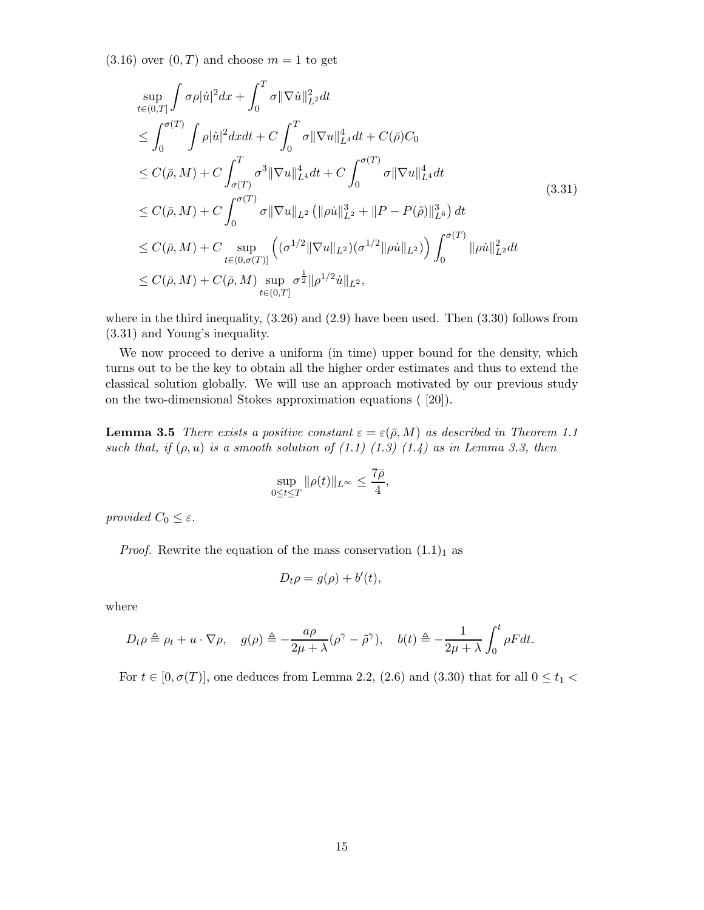(3.16) over $(0,T)$ and choose $m=1$ to get

$$
\begin{aligned}
&\sup_{t\in(0,T]}\int \sigma\rho|\dot u|^2dx+\int_0^T\sigma\|\nabla\dot u\|_{L^2}^2dt\\
&\le \int_0^{\sigma(T)}\int\rho|\dot u|^2dxdt+C\int_0^T\sigma\|\nabla u\|_{L^4}^4dt+C(\bar\rho)C_0\\
&\le C(\bar\rho,M)+C\int_{\sigma(T)}^T\sigma^3\|\nabla u\|_{L^4}^4dt+C\int_0^{\sigma(T)}\sigma\|\nabla u\|_{L^4}^4dt\\
&\le C(\bar\rho,M)+C\int_0^{\sigma(T)}\sigma\|\nabla u\|_{L^2}\left(\|\rho\dot u\|_{L^2}^3+\|P-P(\tilde\rho)\|_{L^6}^3\right)dt\\
&\le C(\bar\rho,M)+C\sup_{t\in(0,\sigma(T)]}\left((\sigma^{1/2}\|\nabla u\|_{L^2})(\sigma^{1/2}\|\rho\dot u\|_{L^2})\right)\int_0^{\sigma(T)}\|\rho\dot u\|_{L^2}^2dt\\
&\le C(\bar\rho,M)+C(\bar\rho,M)\sup_{t\in(0,T]}\sigma^{\frac12}\|\rho^{1/2}\dot u\|_{L^2},
\end{aligned}
\tag{3.31}
$$

where in the third inequality, (3.26) and (2.9) have been used. Then (3.30) follows from (3.31) and Young's inequality.

We now proceed to derive a uniform (in time) upper bound for the density, which turns out to be the key to obtain all the higher order estimates and thus to extend the classical solution globally. We will use an approach motivated by our previous study on the two-dimensional Stokes approximation equations ( [20]).

**Lemma 3.5** *There exists a positive constant $\varepsilon=\varepsilon(\bar\rho,M)$ as described in Theorem 1.1 such that, if $(\rho,u)$ is a smooth solution of (1.1) (1.3) (1.4) as in Lemma 3.3, then*

$$
\sup_{0\le t\le T}\|\rho(t)\|_{L^\infty}\le\frac{7\bar\rho}{4},
$$

*provided $C_0\le\varepsilon$.*

*Proof.* Rewrite the equation of the mass conservation $(1.1)_1$ as

$$
D_t\rho=g(\rho)+b'(t),
$$

where

$$
D_t\rho\triangleq\rho_t+u\cdot\nabla\rho,\quad g(\rho)\triangleq-\frac{a\rho}{2\mu+\lambda}(\rho^\gamma-\tilde\rho^\gamma),\quad b(t)\triangleq-\frac{1}{2\mu+\lambda}\int_0^t\rho Fdt.
$$

For $t\in[0,\sigma(T)]$, one deduces from Lemma 2.2, (2.6) and (3.30) that for all $0\le t_1<$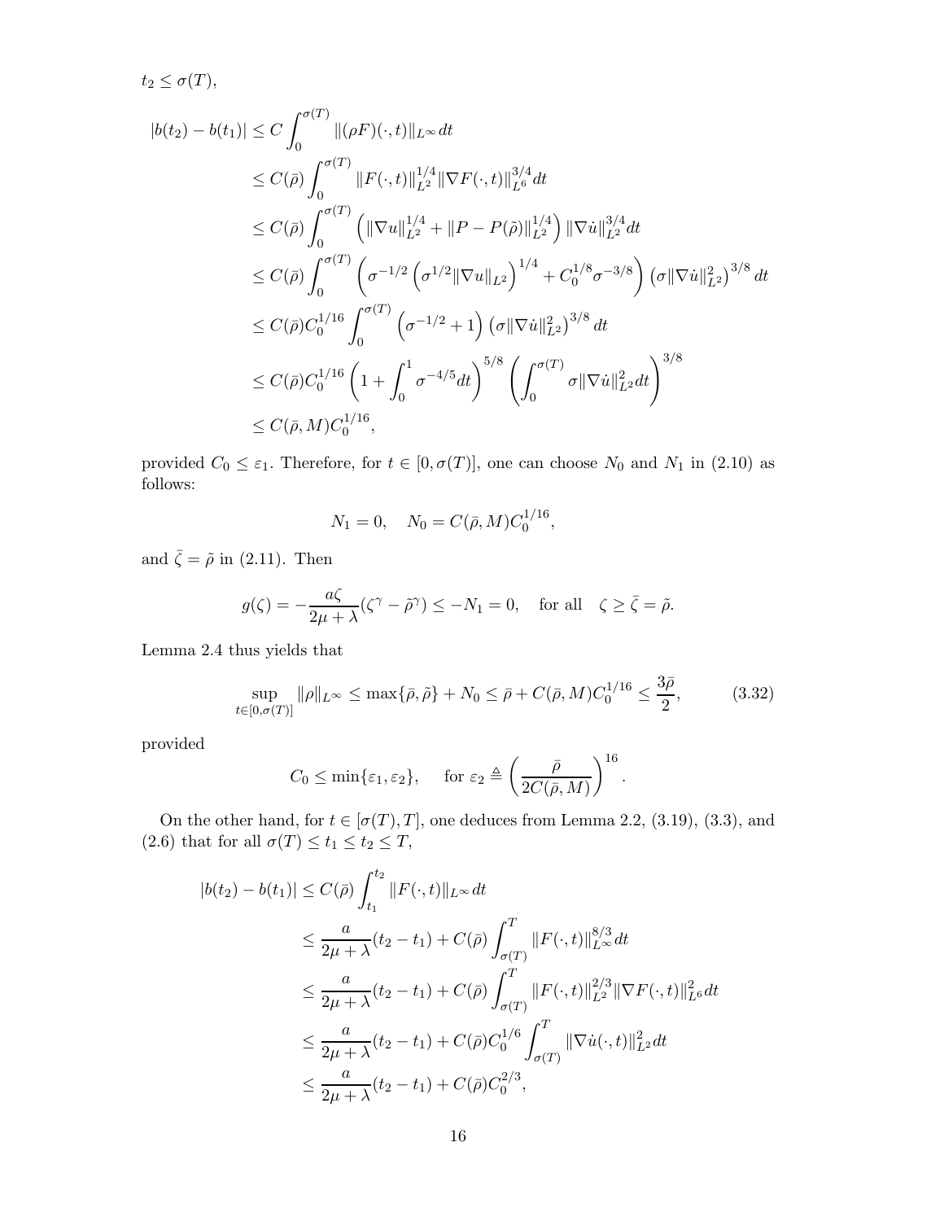$t_2 \le \sigma(T)$,

$$
\begin{aligned}
|b(t_2)-b(t_1)| &\le C\int_0^{\sigma(T)} \|(\rho F)(\cdot,t)\|_{L^\infty}dt \\
&\le C(\bar\rho)\int_0^{\sigma(T)} \|F(\cdot,t)\|_{L^2}^{1/4}\|\nabla F(\cdot,t)\|_{L^6}^{3/4}dt \\
&\le C(\bar\rho)\int_0^{\sigma(T)} \left(\|\nabla u\|_{L^2}^{1/4}+\|P-P(\tilde\rho)\|_{L^2}^{1/4}\right)\|\nabla \dot u\|_{L^2}^{3/4}dt \\
&\le C(\bar\rho)\int_0^{\sigma(T)} \left(\sigma^{-1/2}\left(\sigma^{1/2}\|\nabla u\|_{L^2}\right)^{1/4}+C_0^{1/8}\sigma^{-3/8}\right)\left(\sigma\|\nabla \dot u\|_{L^2}^2\right)^{3/8}dt \\
&\le C(\bar\rho)C_0^{1/16}\int_0^{\sigma(T)} \left(\sigma^{-1/2}+1\right)\left(\sigma\|\nabla \dot u\|_{L^2}^2\right)^{3/8}dt \\
&\le C(\bar\rho)C_0^{1/16}\left(1+\int_0^1\sigma^{-4/5}dt\right)^{5/8}\left(\int_0^{\sigma(T)}\sigma\|\nabla \dot u\|_{L^2}^2dt\right)^{3/8} \\
&\le C(\bar\rho,M)C_0^{1/16},
\end{aligned}
$$

provided $C_0 \le \varepsilon_1$. Therefore, for $t\in[0,\sigma(T)]$, one can choose $N_0$ and $N_1$ in (2.10) as follows:

$$
N_1 = 0, \quad N_0 = C(\bar\rho,M)C_0^{1/16},
$$

and $\bar\zeta=\tilde\rho$ in (2.11). Then

$$
g(\zeta) = -\frac{a\zeta}{2\mu+\lambda}(\zeta^\gamma-\tilde\rho^\gamma) \le -N_1 = 0, \quad \text{for all} \quad \zeta\ge\bar\zeta=\tilde\rho.
$$

Lemma 2.4 thus yields that

$$
\sup_{t\in[0,\sigma(T)]}\|\rho\|_{L^\infty} \le \max\{\bar\rho,\tilde\rho\}+N_0 \le \bar\rho + C(\bar\rho,M)C_0^{1/16} \le \frac{3\bar\rho}{2}, \tag{3.32}
$$

provided

$$
C_0 \le \min\{\varepsilon_1,\varepsilon_2\}, \quad \text{for } \varepsilon_2 \triangleq \left(\frac{\bar\rho}{2C(\bar\rho,M)}\right)^{16}.
$$

On the other hand, for $t\in[\sigma(T),T]$, one deduces from Lemma 2.2, (3.19), (3.3), and (2.6) that for all $\sigma(T)\le t_1\le t_2\le T$,

$$
\begin{aligned}
|b(t_2)-b(t_1)| &\le C(\bar\rho)\int_{t_1}^{t_2}\|F(\cdot,t)\|_{L^\infty}dt \\
&\le \frac{a}{2\mu+\lambda}(t_2-t_1)+C(\bar\rho)\int_{\sigma(T)}^T\|F(\cdot,t)\|_{L^\infty}^{8/3}dt \\
&\le \frac{a}{2\mu+\lambda}(t_2-t_1)+C(\bar\rho)\int_{\sigma(T)}^T\|F(\cdot,t)\|_{L^2}^{2/3}\|\nabla F(\cdot,t)\|_{L^6}^{2}dt \\
&\le \frac{a}{2\mu+\lambda}(t_2-t_1)+C(\bar\rho)C_0^{1/6}\int_{\sigma(T)}^T\|\nabla \dot u(\cdot,t)\|_{L^2}^{2}dt \\
&\le \frac{a}{2\mu+\lambda}(t_2-t_1)+C(\bar\rho)C_0^{2/3},
\end{aligned}
$$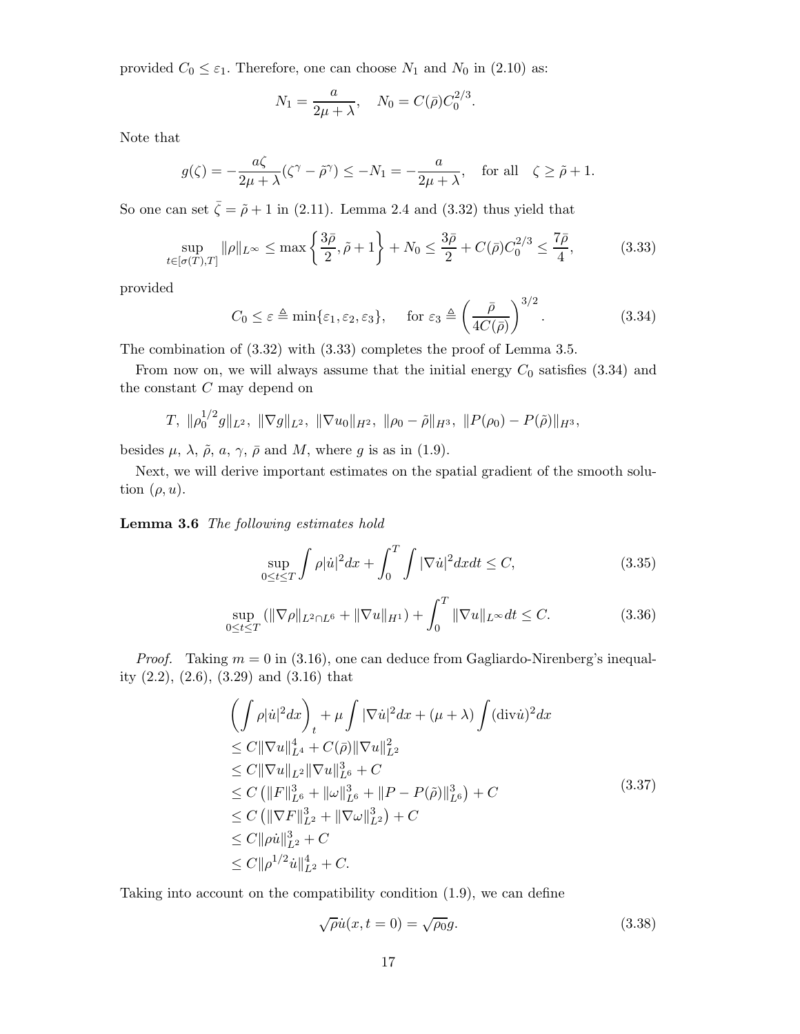provided $C_0 \le \varepsilon_1$. Therefore, one can choose $N_1$ and $N_0$ in (2.10) as:

$$N_1 = \frac{a}{2\mu+\lambda}, \quad N_0 = C(\bar\rho)C_0^{2/3}.$$

Note that

$$g(\zeta) = -\frac{a\zeta}{2\mu+\lambda}(\zeta^\gamma - \tilde\rho^\gamma) \le -N_1 = -\frac{a}{2\mu+\lambda}, \quad \text{for all} \quad \zeta \ge \tilde\rho + 1.$$

So one can set $\bar\zeta = \tilde\rho + 1$ in (2.11). Lemma 2.4 and (3.32) thus yield that

$$\sup_{t\in[\sigma(T),T]} \|\rho\|_{L^\infty} \le \max\left\{\frac{3\bar\rho}{2}, \tilde\rho + 1\right\} + N_0 \le \frac{3\bar\rho}{2} + C(\bar\rho)C_0^{2/3} \le \frac{7\bar\rho}{4}, \tag{3.33}$$

provided

$$C_0 \le \varepsilon \triangleq \min\{\varepsilon_1, \varepsilon_2, \varepsilon_3\}, \quad \text{for } \varepsilon_3 \triangleq \left(\frac{\bar\rho}{4C(\bar\rho)}\right)^{3/2}. \tag{3.34}$$

The combination of (3.32) with (3.33) completes the proof of Lemma 3.5.

From now on, we will always assume that the initial energy $C_0$ satisfies (3.34) and the constant $C$ may depend on

$$T,\ \|\rho_0^{1/2} g\|_{L^2},\ \|\nabla g\|_{L^2},\ \|\nabla u_0\|_{H^2},\ \|\rho_0 - \tilde\rho\|_{H^3},\ \|P(\rho_0) - P(\tilde\rho)\|_{H^3},$$

besides $\mu$, $\lambda$, $\tilde\rho$, $a$, $\gamma$, $\bar\rho$ and $M$, where $g$ is as in (1.9).

Next, we will derive important estimates on the spatial gradient of the smooth solution $(\rho, u)$.

**Lemma 3.6** *The following estimates hold*

$$\sup_{0\le t\le T} \int \rho|\dot u|^2 dx + \int_0^T \int |\nabla \dot u|^2 dx dt \le C, \tag{3.35}$$

$$\sup_{0\le t\le T} \left(\|\nabla\rho\|_{L^2\cap L^6} + \|\nabla u\|_{H^1}\right) + \int_0^T \|\nabla u\|_{L^\infty} dt \le C. \tag{3.36}$$

*Proof.* Taking $m = 0$ in (3.16), one can deduce from Gagliardo-Nirenberg's inequality (2.2), (2.6), (3.29) and (3.16) that

$$\begin{aligned}
&\left(\int \rho|\dot u|^2 dx\right)_t + \mu \int |\nabla \dot u|^2 dx + (\mu+\lambda)\int (\mathrm{div}\dot u)^2 dx \\
&\le C\|\nabla u\|_{L^4}^4 + C(\bar\rho)\|\nabla u\|_{L^2}^2 \\
&\le C\|\nabla u\|_{L^2}\|\nabla u\|_{L^6}^3 + C \\
&\le C\left(\|F\|_{L^6}^3 + \|\omega\|_{L^6}^3 + \|P - P(\tilde\rho)\|_{L^6}^3\right) + C \\
&\le C\left(\|\nabla F\|_{L^2}^3 + \|\nabla\omega\|_{L^2}^3\right) + C \\
&\le C\|\rho\dot u\|_{L^2}^3 + C \\
&\le C\|\rho^{1/2}\dot u\|_{L^2}^4 + C.
\end{aligned} \tag{3.37}$$

Taking into account on the compatibility condition (1.9), we can define

$$\sqrt{\rho}\dot u(x, t=0) = \sqrt{\rho_0} g. \tag{3.38}$$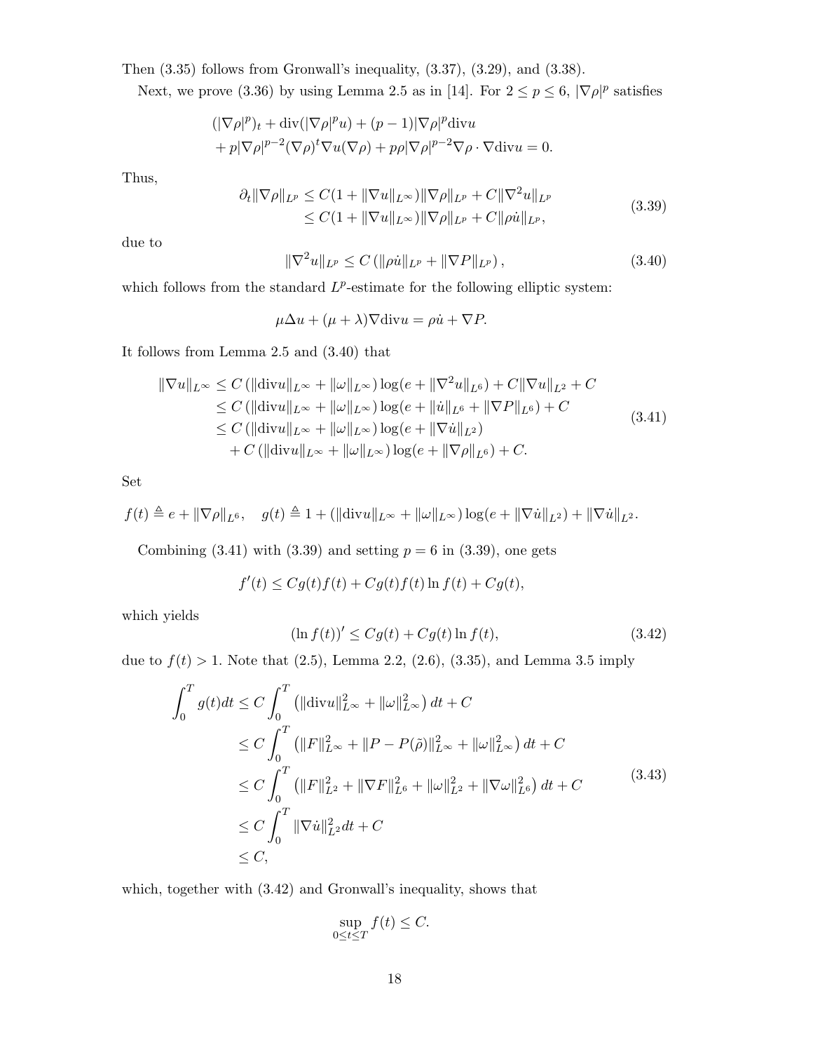Then (3.35) follows from Gronwall's inequality, (3.37), (3.29), and (3.38).

Next, we prove (3.36) by using Lemma 2.5 as in [14]. For $2 \le p \le 6$, $|\nabla\rho|^p$ satisfies

$$
\begin{aligned}
&(|\nabla\rho|^p)_t + \operatorname{div}(|\nabla\rho|^p u) + (p-1)|\nabla\rho|^p \operatorname{div} u \\
&+ p|\nabla\rho|^{p-2}(\nabla\rho)^t \nabla u (\nabla\rho) + p\rho|\nabla\rho|^{p-2}\nabla\rho\cdot\nabla\operatorname{div} u = 0.
\end{aligned}
$$

Thus,

$$
\begin{aligned}
\partial_t\|\nabla\rho\|_{L^p} &\le C(1+\|\nabla u\|_{L^\infty})\|\nabla\rho\|_{L^p} + C\|\nabla^2 u\|_{L^p} \\
&\le C(1+\|\nabla u\|_{L^\infty})\|\nabla\rho\|_{L^p} + C\|\rho\dot{u}\|_{L^p},
\end{aligned}
\tag{3.39}
$$

due to

$$
\|\nabla^2 u\|_{L^p} \le C\left(\|\rho\dot{u}\|_{L^p} + \|\nabla P\|_{L^p}\right), \tag{3.40}
$$

which follows from the standard $L^p$-estimate for the following elliptic system:

$$
\mu\Delta u + (\mu+\lambda)\nabla\operatorname{div} u = \rho\dot{u} + \nabla P.
$$

It follows from Lemma 2.5 and (3.40) that

$$
\begin{aligned}
\|\nabla u\|_{L^\infty} &\le C\left(\|\operatorname{div} u\|_{L^\infty} + \|\omega\|_{L^\infty}\right)\log(e+\|\nabla^2 u\|_{L^6}) + C\|\nabla u\|_{L^2} + C \\
&\le C\left(\|\operatorname{div} u\|_{L^\infty} + \|\omega\|_{L^\infty}\right)\log(e+\|\dot{u}\|_{L^6} + \|\nabla P\|_{L^6}) + C \\
&\le C\left(\|\operatorname{div} u\|_{L^\infty} + \|\omega\|_{L^\infty}\right)\log(e+\|\nabla\dot{u}\|_{L^2}) \\
&\quad + C\left(\|\operatorname{div} u\|_{L^\infty} + \|\omega\|_{L^\infty}\right)\log(e+\|\nabla\rho\|_{L^6}) + C.
\end{aligned}
\tag{3.41}
$$

Set

$$
f(t) \triangleq e + \|\nabla\rho\|_{L^6}, \quad g(t) \triangleq 1 + \left(\|\operatorname{div} u\|_{L^\infty} + \|\omega\|_{L^\infty}\right)\log(e+\|\nabla\dot{u}\|_{L^2}) + \|\nabla\dot{u}\|_{L^2}.
$$

Combining (3.41) with (3.39) and setting $p=6$ in (3.39), one gets

$$
f'(t) \le Cg(t)f(t) + Cg(t)f(t)\ln f(t) + Cg(t),
$$

which yields

$$
(\ln f(t))' \le Cg(t) + Cg(t)\ln f(t), \tag{3.42}
$$

due to $f(t) > 1$. Note that (2.5), Lemma 2.2, (2.6), (3.35), and Lemma 3.5 imply

$$
\begin{aligned}
\int_0^T g(t)dt &\le C\int_0^T \left(\|\operatorname{div} u\|_{L^\infty}^2 + \|\omega\|_{L^\infty}^2\right)dt + C \\
&\le C\int_0^T \left(\|F\|_{L^\infty}^2 + \|P-P(\tilde{\rho})\|_{L^\infty}^2 + \|\omega\|_{L^\infty}^2\right)dt + C \\
&\le C\int_0^T \left(\|F\|_{L^2}^2 + \|\nabla F\|_{L^6}^2 + \|\omega\|_{L^2}^2 + \|\nabla\omega\|_{L^6}^2\right)dt + C \\
&\le C\int_0^T \|\nabla\dot{u}\|_{L^2}^2 dt + C \\
&\le C,
\end{aligned}
\tag{3.43}
$$

which, together with (3.42) and Gronwall's inequality, shows that

$$
\sup_{0\le t\le T} f(t) \le C.
$$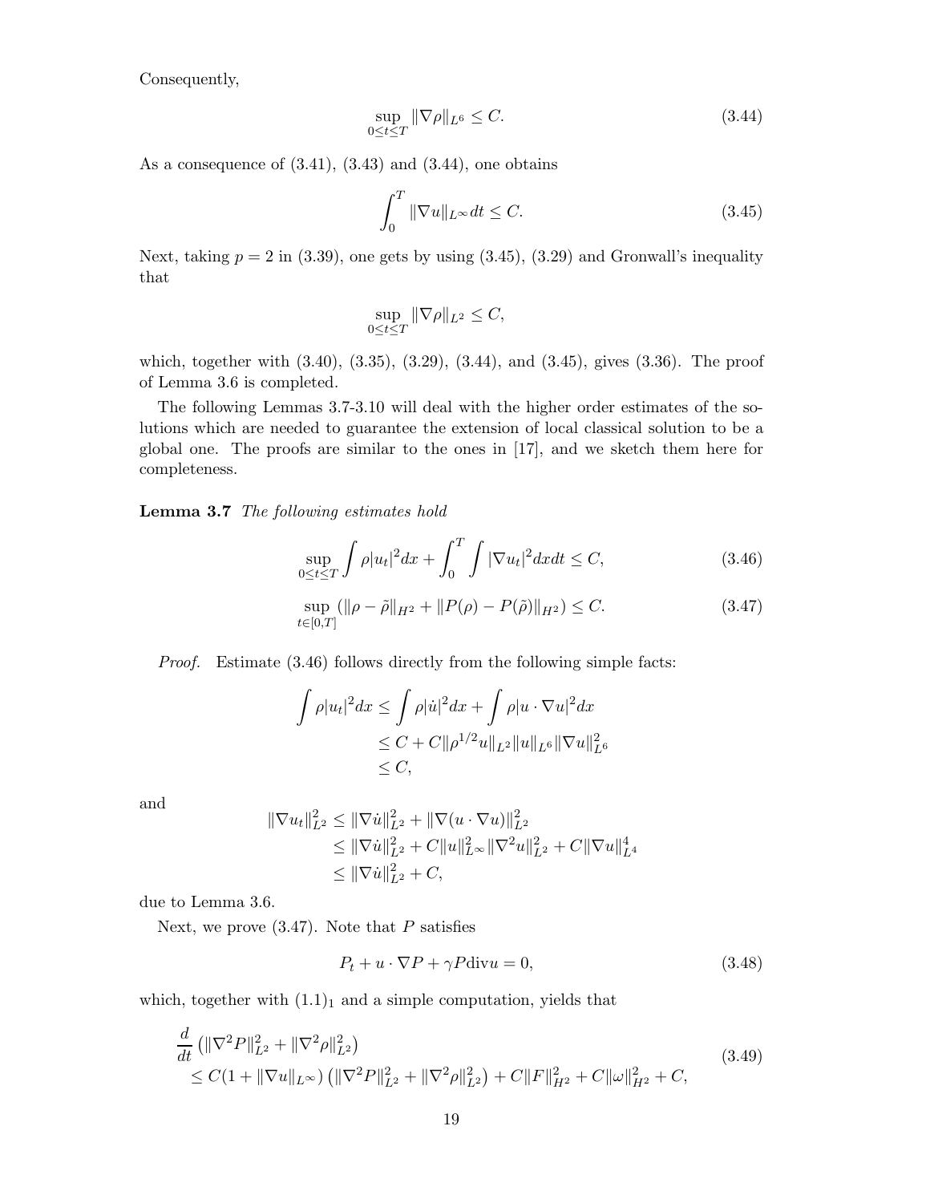Consequently,

$$\sup_{0\le t\le T}\|\nabla\rho\|_{L^6}\le C. \tag{3.44}$$

As a consequence of (3.41), (3.43) and (3.44), one obtains

$$\int_0^T\|\nabla u\|_{L^\infty}dt\le C. \tag{3.45}$$

Next, taking $p=2$ in (3.39), one gets by using (3.45), (3.29) and Gronwall's inequality that

$$\sup_{0\le t\le T}\|\nabla\rho\|_{L^2}\le C,$$

which, together with (3.40), (3.35), (3.29), (3.44), and (3.45), gives (3.36). The proof of Lemma 3.6 is completed.

The following Lemmas 3.7-3.10 will deal with the higher order estimates of the solutions which are needed to guarantee the extension of local classical solution to be a global one. The proofs are similar to the ones in [17], and we sketch them here for completeness.

**Lemma 3.7** *The following estimates hold*

$$\sup_{0\le t\le T}\int\rho|u_t|^2dx+\int_0^T\int|\nabla u_t|^2dxdt\le C, \tag{3.46}$$

$$\sup_{t\in[0,T]}\left(\|\rho-\tilde\rho\|_{H^2}+\|P(\rho)-P(\tilde\rho)\|_{H^2}\right)\le C. \tag{3.47}$$

*Proof.* Estimate (3.46) follows directly from the following simple facts:

$$\begin{aligned}\int\rho|u_t|^2dx&\le\int\rho|\dot u|^2dx+\int\rho|u\cdot\nabla u|^2dx\\&\le C+C\|\rho^{1/2}u\|_{L^2}\|u\|_{L^6}\|\nabla u\|_{L^6}^2\\&\le C,\end{aligned}$$

and

$$\begin{aligned}\|\nabla u_t\|_{L^2}^2&\le\|\nabla\dot u\|_{L^2}^2+\|\nabla(u\cdot\nabla u)\|_{L^2}^2\\&\le\|\nabla\dot u\|_{L^2}^2+C\|u\|_{L^\infty}^2\|\nabla^2u\|_{L^2}^2+C\|\nabla u\|_{L^4}^4\\&\le\|\nabla\dot u\|_{L^2}^2+C,\end{aligned}$$

due to Lemma 3.6.

Next, we prove (3.47). Note that $P$ satisfies

$$P_t+u\cdot\nabla P+\gamma P\mathrm{div}u=0, \tag{3.48}$$

which, together with $(1.1)_1$ and a simple computation, yields that

$$\begin{aligned}&\frac{d}{dt}\left(\|\nabla^2P\|_{L^2}^2+\|\nabla^2\rho\|_{L^2}^2\right)\\&\le C(1+\|\nabla u\|_{L^\infty})\left(\|\nabla^2P\|_{L^2}^2+\|\nabla^2\rho\|_{L^2}^2\right)+C\|F\|_{H^2}^2+C\|\omega\|_{H^2}^2+C,\end{aligned} \tag{3.49}$$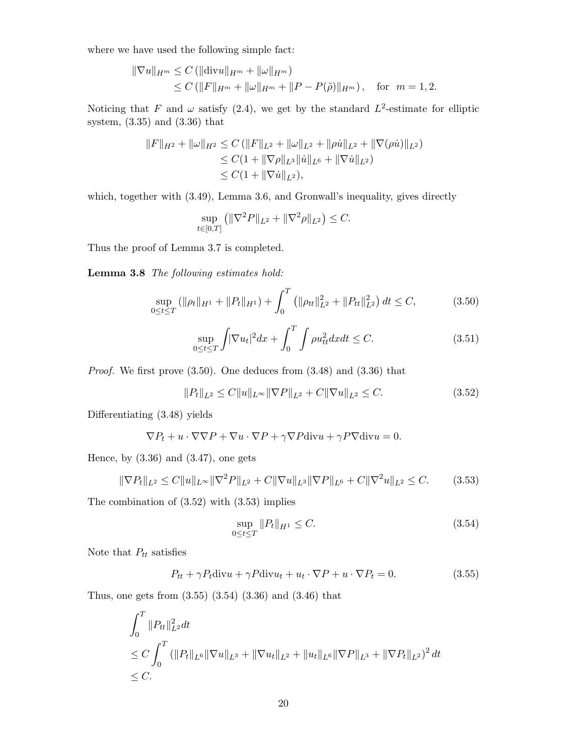where we have used the following simple fact:

$$
\begin{aligned}
\|\nabla u\|_{H^m} &\le C\left(\|\mathrm{div} u\|_{H^m} + \|\omega\|_{H^m}\right) \\
&\le C\left(\|F\|_{H^m} + \|\omega\|_{H^m} + \|P - P(\tilde\rho)\|_{H^m}\right), \quad \text{for} \ \ m = 1, 2.
\end{aligned}
$$

Noticing that $F$ and $\omega$ satisfy (2.4), we get by the standard $L^2$-estimate for elliptic system, (3.35) and (3.36) that

$$
\begin{aligned}
\|F\|_{H^2} + \|\omega\|_{H^2} &\le C\left(\|F\|_{L^2} + \|\omega\|_{L^2} + \|\rho\dot u\|_{L^2} + \|\nabla(\rho\dot u)\|_{L^2}\right) \\
&\le C(1 + \|\nabla\rho\|_{L^3}\|\dot u\|_{L^6} + \|\nabla\dot u\|_{L^2}) \\
&\le C(1 + \|\nabla\dot u\|_{L^2}),
\end{aligned}
$$

which, together with (3.49), Lemma 3.6, and Gronwall's inequality, gives directly

$$
\sup_{t\in[0,T]}\left(\|\nabla^2 P\|_{L^2} + \|\nabla^2\rho\|_{L^2}\right) \le C.
$$

Thus the proof of Lemma 3.7 is completed.

**Lemma 3.8** *The following estimates hold:*

$$
\sup_{0\le t\le T}\left(\|\rho_t\|_{H^1} + \|P_t\|_{H^1}\right) + \int_0^T\left(\|\rho_{tt}\|_{L^2}^2 + \|P_{tt}\|_{L^2}^2\right)dt \le C, \tag{3.50}
$$

$$
\sup_{0\le t\le T}\int|\nabla u_t|^2 dx + \int_0^T\int\rho u_{tt}^2 dxdt \le C. \tag{3.51}
$$

*Proof.* We first prove (3.50). One deduces from (3.48) and (3.36) that

$$
\|P_t\|_{L^2} \le C\|u\|_{L^\infty}\|\nabla P\|_{L^2} + C\|\nabla u\|_{L^2} \le C. \tag{3.52}
$$

Differentiating (3.48) yields

$$
\nabla P_t + u\cdot\nabla\nabla P + \nabla u\cdot\nabla P + \gamma\nabla P\mathrm{div} u + \gamma P\nabla\mathrm{div} u = 0.
$$

Hence, by (3.36) and (3.47), one gets

$$
\|\nabla P_t\|_{L^2} \le C\|u\|_{L^\infty}\|\nabla^2 P\|_{L^2} + C\|\nabla u\|_{L^3}\|\nabla P\|_{L^6} + C\|\nabla^2 u\|_{L^2} \le C. \tag{3.53}
$$

The combination of (3.52) with (3.53) implies

$$
\sup_{0\le t\le T}\|P_t\|_{H^1} \le C. \tag{3.54}
$$

Note that $P_{tt}$ satisfies

$$
P_{tt} + \gamma P_t\mathrm{div} u + \gamma P\mathrm{div} u_t + u_t\cdot\nabla P + u\cdot\nabla P_t = 0. \tag{3.55}
$$

Thus, one gets from (3.55) (3.54) (3.36) and (3.46) that

$$
\begin{aligned}
&\int_0^T\|P_{tt}\|_{L^2}^2 dt \\
&\le C\int_0^T\left(\|P_t\|_{L^6}\|\nabla u\|_{L^3} + \|\nabla u_t\|_{L^2} + \|u_t\|_{L^6}\|\nabla P\|_{L^3} + \|\nabla P_t\|_{L^2}\right)^2 dt \\
&\le C.
\end{aligned}
$$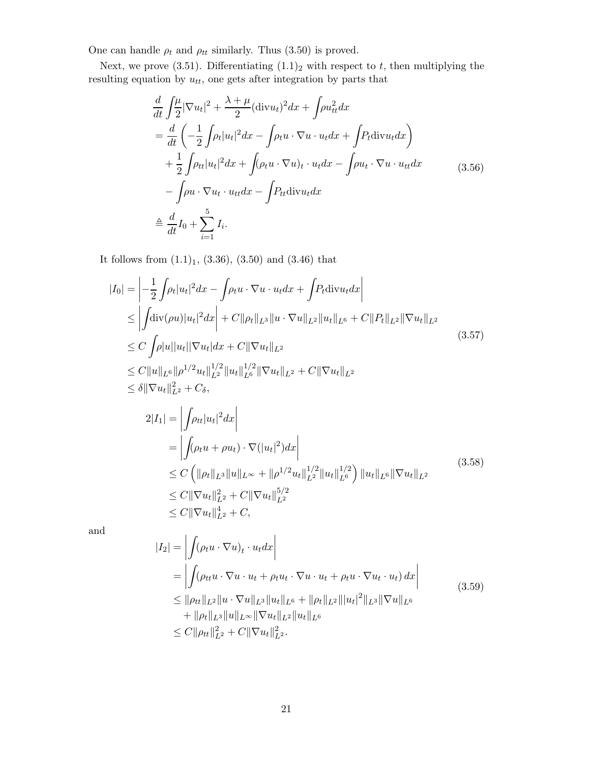One can handle $\rho_t$ and $\rho_{tt}$ similarly. Thus (3.50) is proved.

Next, we prove (3.51). Differentiating $(1.1)_2$ with respect to $t$, then multiplying the resulting equation by $u_{tt}$, one gets after integration by parts that

$$
\begin{aligned}
&\frac{d}{dt}\int \frac{\mu}{2}|\nabla u_t|^2 + \frac{\lambda+\mu}{2}(\mathrm{div} u_t)^2 dx + \int \rho u_{tt}^2 dx \\
&= \frac{d}{dt}\left( -\frac{1}{2}\int \rho_t |u_t|^2 dx - \int \rho_t u\cdot\nabla u\cdot u_t dx + \int P_t \mathrm{div} u_t dx \right) \\
&\quad + \frac{1}{2}\int \rho_{tt}|u_t|^2 dx + \int (\rho_t u\cdot\nabla u)_t\cdot u_t dx - \int \rho u_t\cdot\nabla u\cdot u_{tt} dx \\
&\quad - \int \rho u\cdot\nabla u_t\cdot u_{tt} dx - \int P_{tt}\mathrm{div} u_t dx \\
&\triangleq \frac{d}{dt} I_0 + \sum_{i=1}^5 I_i.
\end{aligned}
\tag{3.56}
$$

It follows from $(1.1)_1$, (3.36), (3.50) and (3.46) that

$$
\begin{aligned}
|I_0| &= \left| -\frac{1}{2}\int \rho_t |u_t|^2 dx - \int \rho_t u\cdot\nabla u\cdot u_t dx + \int P_t \mathrm{div} u_t dx \right| \\
&\le \left| \int \mathrm{div}(\rho u)|u_t|^2 dx \right| + C\|\rho_t\|_{L^3}\|u\cdot\nabla u\|_{L^2}\|u_t\|_{L^6} + C\|P_t\|_{L^2}\|\nabla u_t\|_{L^2} \\
&\le C\int \rho|u||u_t||\nabla u_t| dx + C\|\nabla u_t\|_{L^2} \\
&\le C\|u\|_{L^6}\|\rho^{1/2}u_t\|_{L^2}^{1/2}\|u_t\|_{L^6}^{1/2}\|\nabla u_t\|_{L^2} + C\|\nabla u_t\|_{L^2} \\
&\le \delta\|\nabla u_t\|_{L^2}^2 + C_\delta,
\end{aligned}
\tag{3.57}
$$

$$
\begin{aligned}
2|I_1| &= \left| \int \rho_{tt}|u_t|^2 dx \right| \\
&= \left| \int (\rho_t u + \rho u_t)\cdot\nabla(|u_t|^2) dx \right| \\
&\le C\left( \|\rho_t\|_{L^3}\|u\|_{L^\infty} + \|\rho^{1/2}u_t\|_{L^2}^{1/2}\|u_t\|_{L^6}^{1/2} \right)\|u_t\|_{L^6}\|\nabla u_t\|_{L^2} \\
&\le C\|\nabla u_t\|_{L^2}^2 + C\|\nabla u_t\|_{L^2}^{5/2} \\
&\le C\|\nabla u_t\|_{L^2}^4 + C,
\end{aligned}
\tag{3.58}
$$

and

$$
\begin{aligned}
|I_2| &= \left| \int (\rho_t u\cdot\nabla u)_t\cdot u_t dx \right| \\
&= \left| \int (\rho_{tt} u\cdot\nabla u\cdot u_t + \rho_t u_t\cdot\nabla u\cdot u_t + \rho_t u\cdot\nabla u_t\cdot u_t) dx \right| \\
&\le \|\rho_{tt}\|_{L^2}\|u\cdot\nabla u\|_{L^3}\|u_t\|_{L^6} + \|\rho_t\|_{L^2}\||u_t|^2\|_{L^3}\|\nabla u\|_{L^6} \\
&\quad + \|\rho_t\|_{L^3}\|u\|_{L^\infty}\|\nabla u_t\|_{L^2}\|u_t\|_{L^6} \\
&\le C\|\rho_{tt}\|_{L^2}^2 + C\|\nabla u_t\|_{L^2}^2.
\end{aligned}
\tag{3.59}
$$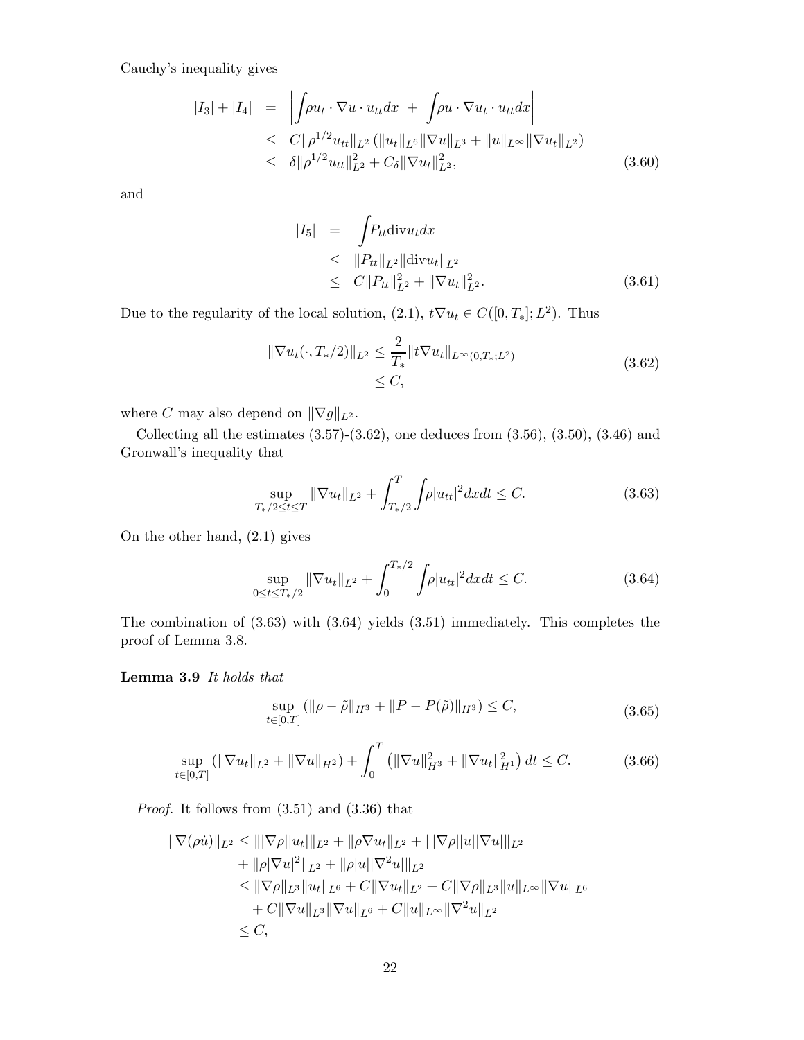Cauchy's inequality gives

$$
\begin{aligned}
|I_3| + |I_4| &= \left|\int \rho u_t \cdot \nabla u \cdot u_{tt} dx\right| + \left|\int \rho u \cdot \nabla u_t \cdot u_{tt} dx\right| \\
&\leq C\|\rho^{1/2} u_{tt}\|_{L^2} \left(\|u_t\|_{L^6}\|\nabla u\|_{L^3} + \|u\|_{L^\infty}\|\nabla u_t\|_{L^2}\right) \\
&\leq \delta\|\rho^{1/2} u_{tt}\|_{L^2}^2 + C_\delta \|\nabla u_t\|_{L^2}^2,
\end{aligned} \tag{3.60}
$$

and

$$
\begin{aligned}
|I_5| &= \left|\int P_{tt} \mathrm{div} u_t dx\right| \\
&\leq \|P_{tt}\|_{L^2}\|\mathrm{div} u_t\|_{L^2} \\
&\leq C\|P_{tt}\|_{L^2}^2 + \|\nabla u_t\|_{L^2}^2.
\end{aligned} \tag{3.61}
$$

Due to the regularity of the local solution, (2.1), $t\nabla u_t \in C([0, T_*]; L^2)$. Thus

$$
\begin{aligned}
\|\nabla u_t(\cdot, T_*/2)\|_{L^2} &\leq \frac{2}{T_*}\|t\nabla u_t\|_{L^\infty(0,T_*;L^2)} \\
&\leq C,
\end{aligned} \tag{3.62}
$$

where $C$ may also depend on $\|\nabla g\|_{L^2}$.

Collecting all the estimates (3.57)-(3.62), one deduces from (3.56), (3.50), (3.46) and Gronwall's inequality that

$$
\sup_{T_*/2 \leq t \leq T} \|\nabla u_t\|_{L^2} + \int_{T_*/2}^T \int \rho |u_{tt}|^2 dx dt \leq C. \tag{3.63}
$$

On the other hand, (2.1) gives

$$
\sup_{0 \leq t \leq T_*/2} \|\nabla u_t\|_{L^2} + \int_0^{T_*/2} \int \rho |u_{tt}|^2 dx dt \leq C. \tag{3.64}
$$

The combination of (3.63) with (3.64) yields (3.51) immediately. This completes the proof of Lemma 3.8.

**Lemma 3.9** *It holds that*

$$
\sup_{t\in[0,T]} \left(\|\rho - \tilde\rho\|_{H^3} + \|P - P(\tilde\rho)\|_{H^3}\right) \leq C, \tag{3.65}
$$

$$
\sup_{t\in[0,T]} \left(\|\nabla u_t\|_{L^2} + \|\nabla u\|_{H^2}\right) + \int_0^T \left(\|\nabla u\|_{H^3}^2 + \|\nabla u_t\|_{H^1}^2\right) dt \leq C. \tag{3.66}
$$

*Proof.* It follows from (3.51) and (3.36) that

$$
\begin{aligned}
\|\nabla(\rho\dot u)\|_{L^2} &\leq \||\nabla\rho||u_t|\|_{L^2} + \|\rho\nabla u_t\|_{L^2} + \||\nabla\rho||u||\nabla u|\|_{L^2} \\
&\quad + \|\rho|\nabla u|^2\|_{L^2} + \|\rho|u||\nabla^2 u|\|_{L^2} \\
&\leq \|\nabla\rho\|_{L^3}\|u_t\|_{L^6} + C\|\nabla u_t\|_{L^2} + C\|\nabla\rho\|_{L^3}\|u\|_{L^\infty}\|\nabla u\|_{L^6} \\
&\quad + C\|\nabla u\|_{L^3}\|\nabla u\|_{L^6} + C\|u\|_{L^\infty}\|\nabla^2 u\|_{L^2} \\
&\leq C,
\end{aligned}
$$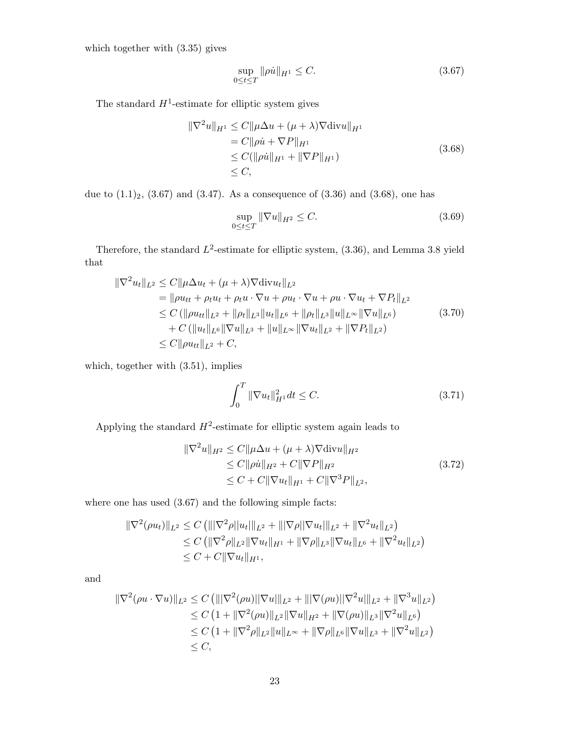which together with (3.35) gives

$$\sup_{0\le t\le T} \|\rho\dot{u}\|_{H^1} \le C. \tag{3.67}$$

The standard $H^1$-estimate for elliptic system gives

$$\begin{aligned}
\|\nabla^2 u\|_{H^1} &\le C\|\mu\Delta u + (\mu+\lambda)\nabla \mathrm{div} u\|_{H^1} \\
&= C\|\rho\dot{u} + \nabla P\|_{H^1} \\
&\le C(\|\rho\dot{u}\|_{H^1} + \|\nabla P\|_{H^1}) \\
&\le C,
\end{aligned} \tag{3.68}$$

due to $(1.1)_2$, (3.67) and (3.47). As a consequence of (3.36) and (3.68), one has

$$\sup_{0\le t\le T} \|\nabla u\|_{H^2} \le C. \tag{3.69}$$

Therefore, the standard $L^2$-estimate for elliptic system, (3.36), and Lemma 3.8 yield that

$$\begin{aligned}
\|\nabla^2 u_t\|_{L^2} &\le C\|\mu\Delta u_t + (\mu+\lambda)\nabla \mathrm{div} u_t\|_{L^2} \\
&= \|\rho u_{tt} + \rho_t u_t + \rho_t u\cdot\nabla u + \rho u_t\cdot\nabla u + \rho u\cdot\nabla u_t + \nabla P_t\|_{L^2} \\
&\le C\left(\|\rho u_{tt}\|_{L^2} + \|\rho_t\|_{L^3}\|u_t\|_{L^6} + \|\rho_t\|_{L^3}\|u\|_{L^\infty}\|\nabla u\|_{L^6}\right) \\
&\quad + C\left(\|u_t\|_{L^6}\|\nabla u\|_{L^3} + \|u\|_{L^\infty}\|\nabla u_t\|_{L^2} + \|\nabla P_t\|_{L^2}\right) \\
&\le C\|\rho u_{tt}\|_{L^2} + C,
\end{aligned} \tag{3.70}$$

which, together with (3.51), implies

$$\int_0^T \|\nabla u_t\|_{H^1}^2 dt \le C. \tag{3.71}$$

Applying the standard $H^2$-estimate for elliptic system again leads to

$$\begin{aligned}
\|\nabla^2 u\|_{H^2} &\le C\|\mu\Delta u + (\mu+\lambda)\nabla \mathrm{div} u\|_{H^2} \\
&\le C\|\rho\dot{u}\|_{H^2} + C\|\nabla P\|_{H^2} \\
&\le C + C\|\nabla u_t\|_{H^1} + C\|\nabla^3 P\|_{L^2},
\end{aligned} \tag{3.72}$$

where one has used (3.67) and the following simple facts:

$$\begin{aligned}
\|\nabla^2(\rho u_t)\|_{L^2} &\le C\left(\||\nabla^2\rho||u_t|\|_{L^2} + \||\nabla\rho||\nabla u_t|\|_{L^2} + \|\nabla^2 u_t\|_{L^2}\right) \\
&\le C\left(\|\nabla^2\rho\|_{L^2}\|\nabla u_t\|_{H^1} + \|\nabla\rho\|_{L^3}\|\nabla u_t\|_{L^6} + \|\nabla^2 u_t\|_{L^2}\right) \\
&\le C + C\|\nabla u_t\|_{H^1},
\end{aligned}$$

and

$$\begin{aligned}
\|\nabla^2(\rho u\cdot\nabla u)\|_{L^2} &\le C\left(\||\nabla^2(\rho u)||\nabla u|\|_{L^2} + \||\nabla(\rho u)||\nabla^2 u|\|_{L^2} + \|\nabla^3 u\|_{L^2}\right) \\
&\le C\left(1 + \|\nabla^2(\rho u)\|_{L^2}\|\nabla u\|_{H^2} + \|\nabla(\rho u)\|_{L^3}\|\nabla^2 u\|_{L^6}\right) \\
&\le C\left(1 + \|\nabla^2\rho\|_{L^2}\|u\|_{L^\infty} + \|\nabla\rho\|_{L^6}\|\nabla u\|_{L^3} + \|\nabla^2 u\|_{L^2}\right) \\
&\le C,
\end{aligned}$$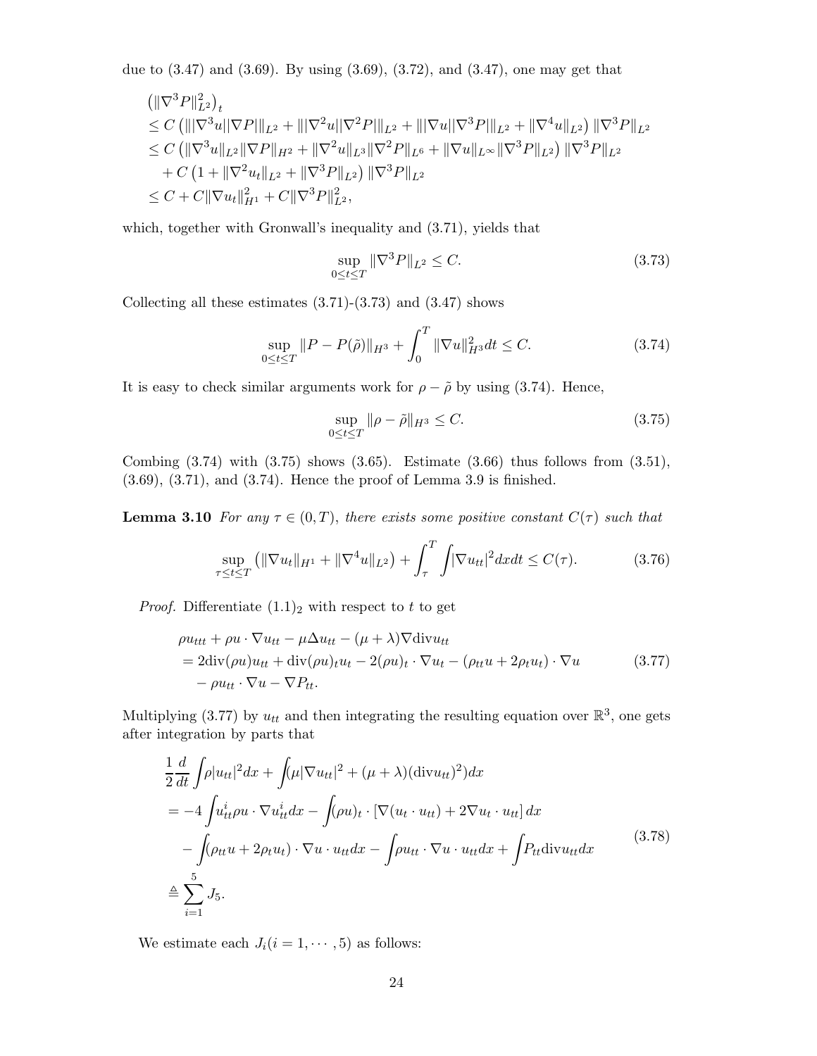due to (3.47) and (3.69). By using (3.69), (3.72), and (3.47), one may get that

$$
\begin{aligned}
&\left(\|\nabla^3 P\|_{L^2}^2\right)_t \\
&\le C\left(\||\nabla^3 u||\nabla P|\|_{L^2} + \||\nabla^2 u||\nabla^2 P|\|_{L^2} + \||\nabla u||\nabla^3 P|\|_{L^2} + \|\nabla^4 u\|_{L^2}\right)\|\nabla^3 P\|_{L^2} \\
&\le C\left(\|\nabla^3 u\|_{L^2}\|\nabla P\|_{H^2} + \|\nabla^2 u\|_{L^3}\|\nabla^2 P\|_{L^6} + \|\nabla u\|_{L^\infty}\|\nabla^3 P\|_{L^2}\right)\|\nabla^3 P\|_{L^2} \\
&\quad + C\left(1 + \|\nabla^2 u_t\|_{L^2} + \|\nabla^3 P\|_{L^2}\right)\|\nabla^3 P\|_{L^2} \\
&\le C + C\|\nabla u_t\|_{H^1}^2 + C\|\nabla^3 P\|_{L^2}^2,
\end{aligned}
$$

which, together with Gronwall's inequality and (3.71), yields that

$$
\sup_{0\le t\le T}\|\nabla^3 P\|_{L^2} \le C. \tag{3.73}
$$

Collecting all these estimates (3.71)-(3.73) and (3.47) shows

$$
\sup_{0\le t\le T}\|P - P(\tilde\rho)\|_{H^3} + \int_0^T \|\nabla u\|_{H^3}^2 dt \le C. \tag{3.74}
$$

It is easy to check similar arguments work for $\rho - \tilde\rho$ by using (3.74). Hence,

$$
\sup_{0\le t\le T}\|\rho - \tilde\rho\|_{H^3} \le C. \tag{3.75}
$$

Combing (3.74) with (3.75) shows (3.65). Estimate (3.66) thus follows from (3.51), (3.69), (3.71), and (3.74). Hence the proof of Lemma 3.9 is finished.

**Lemma 3.10** *For any $\tau \in (0,T)$, there exists some positive constant $C(\tau)$ such that*

$$
\sup_{\tau\le t\le T}\left(\|\nabla u_t\|_{H^1} + \|\nabla^4 u\|_{L^2}\right) + \int_\tau^T\int|\nabla u_{tt}|^2 dxdt \le C(\tau). \tag{3.76}
$$

*Proof.* Differentiate $(1.1)_2$ with respect to $t$ to get

$$
\begin{aligned}
&\rho u_{ttt} + \rho u\cdot\nabla u_{tt} - \mu\Delta u_{tt} - (\mu+\lambda)\nabla\mathrm{div}u_{tt} \\
&= 2\mathrm{div}(\rho u)u_{tt} + \mathrm{div}(\rho u)_t u_t - 2(\rho u)_t\cdot\nabla u_t - (\rho_{tt}u + 2\rho_t u_t)\cdot\nabla u \\
&\quad - \rho u_{tt}\cdot\nabla u - \nabla P_{tt}.
\end{aligned} \tag{3.77}
$$

Multiplying (3.77) by $u_{tt}$ and then integrating the resulting equation over $\mathbb{R}^3$, one gets after integration by parts that

$$
\begin{aligned}
&\frac{1}{2}\frac{d}{dt}\int\rho|u_{tt}|^2 dx + \int(\mu|\nabla u_{tt}|^2 + (\mu+\lambda)(\mathrm{div}u_{tt})^2)dx \\
&= -4\int u_{tt}^i\rho u\cdot\nabla u_{tt}^i dx - \int(\rho u)_t\cdot\left[\nabla(u_t\cdot u_{tt}) + 2\nabla u_t\cdot u_{tt}\right]dx \\
&\quad - \int(\rho_{tt}u + 2\rho_t u_t)\cdot\nabla u\cdot u_{tt}dx - \int\rho u_{tt}\cdot\nabla u\cdot u_{tt}dx + \int P_{tt}\mathrm{div}u_{tt}dx \\
&\triangleq \sum_{i=1}^5 J_5.
\end{aligned} \tag{3.78}
$$

We estimate each $J_i (i = 1, \cdots, 5)$ as follows: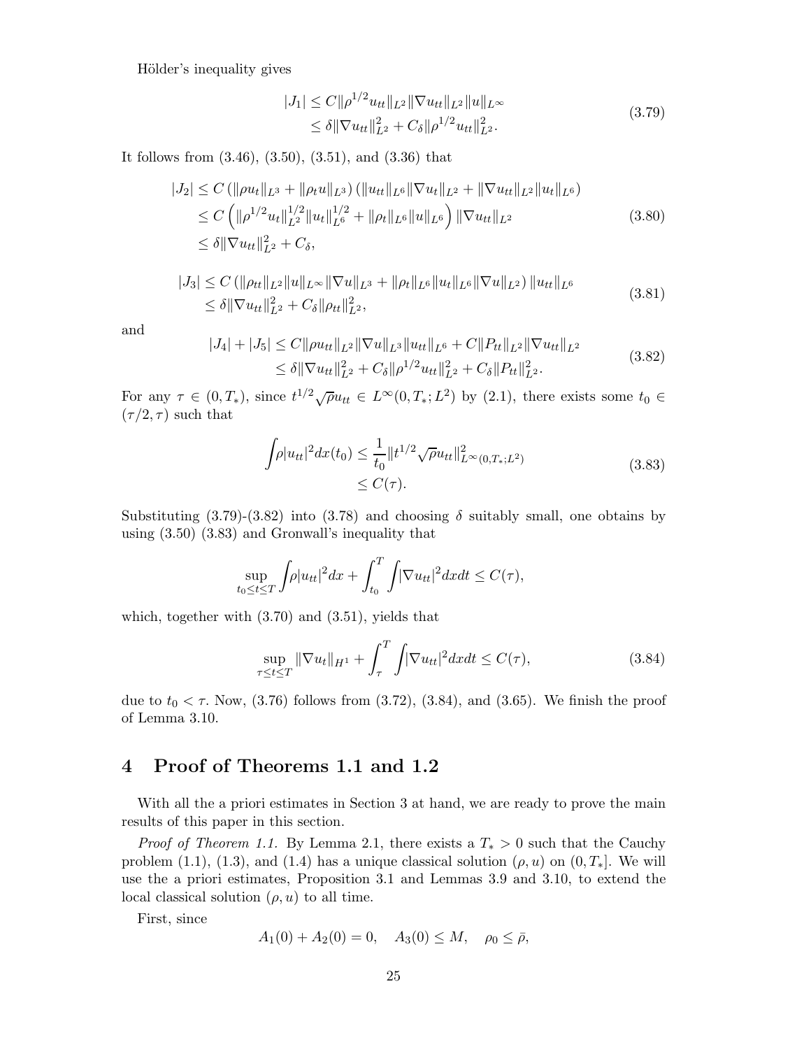Hölder's inequality gives

$$
\begin{aligned}
|J_1| &\le C\|\rho^{1/2}u_{tt}\|_{L^2}\|\nabla u_{tt}\|_{L^2}\|u\|_{L^\infty} \\
&\le \delta\|\nabla u_{tt}\|_{L^2}^2 + C_\delta\|\rho^{1/2}u_{tt}\|_{L^2}^2.
\end{aligned}
\tag{3.79}
$$

It follows from (3.46), (3.50), (3.51), and (3.36) that

$$
\begin{aligned}
|J_2| &\le C\left(\|\rho u_t\|_{L^3} + \|\rho_t u\|_{L^3}\right)\left(\|u_{tt}\|_{L^6}\|\nabla u_t\|_{L^2} + \|\nabla u_{tt}\|_{L^2}\|u_t\|_{L^6}\right) \\
&\le C\left(\|\rho^{1/2}u_t\|_{L^2}^{1/2}\|u_t\|_{L^6}^{1/2} + \|\rho_t\|_{L^6}\|u\|_{L^6}\right)\|\nabla u_{tt}\|_{L^2} \\
&\le \delta\|\nabla u_{tt}\|_{L^2}^2 + C_\delta,
\end{aligned}
\tag{3.80}
$$

$$
\begin{aligned}
|J_3| &\le C\left(\|\rho_{tt}\|_{L^2}\|u\|_{L^\infty}\|\nabla u\|_{L^3} + \|\rho_t\|_{L^6}\|u_t\|_{L^6}\|\nabla u\|_{L^2}\right)\|u_{tt}\|_{L^6} \\
&\le \delta\|\nabla u_{tt}\|_{L^2}^2 + C_\delta\|\rho_{tt}\|_{L^2}^2,
\end{aligned}
\tag{3.81}
$$

and

$$
\begin{aligned}
|J_4| + |J_5| &\le C\|\rho u_{tt}\|_{L^2}\|\nabla u\|_{L^3}\|u_{tt}\|_{L^6} + C\|P_{tt}\|_{L^2}\|\nabla u_{tt}\|_{L^2} \\
&\le \delta\|\nabla u_{tt}\|_{L^2}^2 + C_\delta\|\rho^{1/2}u_{tt}\|_{L^2}^2 + C_\delta\|P_{tt}\|_{L^2}^2.
\end{aligned}
\tag{3.82}
$$

For any $\tau \in (0, T_*)$, since $t^{1/2}\sqrt{\rho}u_{tt} \in L^\infty(0, T_*; L^2)$ by (2.1), there exists some $t_0 \in (\tau/2, \tau)$ such that

$$
\begin{aligned}
\int \rho|u_{tt}|^2 dx(t_0) &\le \frac{1}{t_0}\|t^{1/2}\sqrt{\rho}u_{tt}\|_{L^\infty(0,T_*;L^2)}^2 \\
&\le C(\tau).
\end{aligned}
\tag{3.83}
$$

Substituting (3.79)-(3.82) into (3.78) and choosing $\delta$ suitably small, one obtains by using (3.50) (3.83) and Gronwall's inequality that

$$
\sup_{t_0 \le t \le T}\int \rho|u_{tt}|^2 dx + \int_{t_0}^T \int |\nabla u_{tt}|^2 dxdt \le C(\tau),
$$

which, together with (3.70) and (3.51), yields that

$$
\sup_{\tau \le t \le T}\|\nabla u_t\|_{H^1} + \int_\tau^T \int |\nabla u_{tt}|^2 dxdt \le C(\tau),
\tag{3.84}
$$

due to $t_0 < \tau$. Now, (3.76) follows from (3.72), (3.84), and (3.65). We finish the proof of Lemma 3.10.

# 4 Proof of Theorems 1.1 and 1.2

With all the a priori estimates in Section 3 at hand, we are ready to prove the main results of this paper in this section.

*Proof of Theorem 1.1.* By Lemma 2.1, there exists a $T_* > 0$ such that the Cauchy problem (1.1), (1.3), and (1.4) has a unique classical solution $(\rho, u)$ on $(0, T_*]$. We will use the a priori estimates, Proposition 3.1 and Lemmas 3.9 and 3.10, to extend the local classical solution $(\rho, u)$ to all time.

First, since

$$
A_1(0) + A_2(0) = 0, \quad A_3(0) \le M, \quad \rho_0 \le \bar{\rho},
$$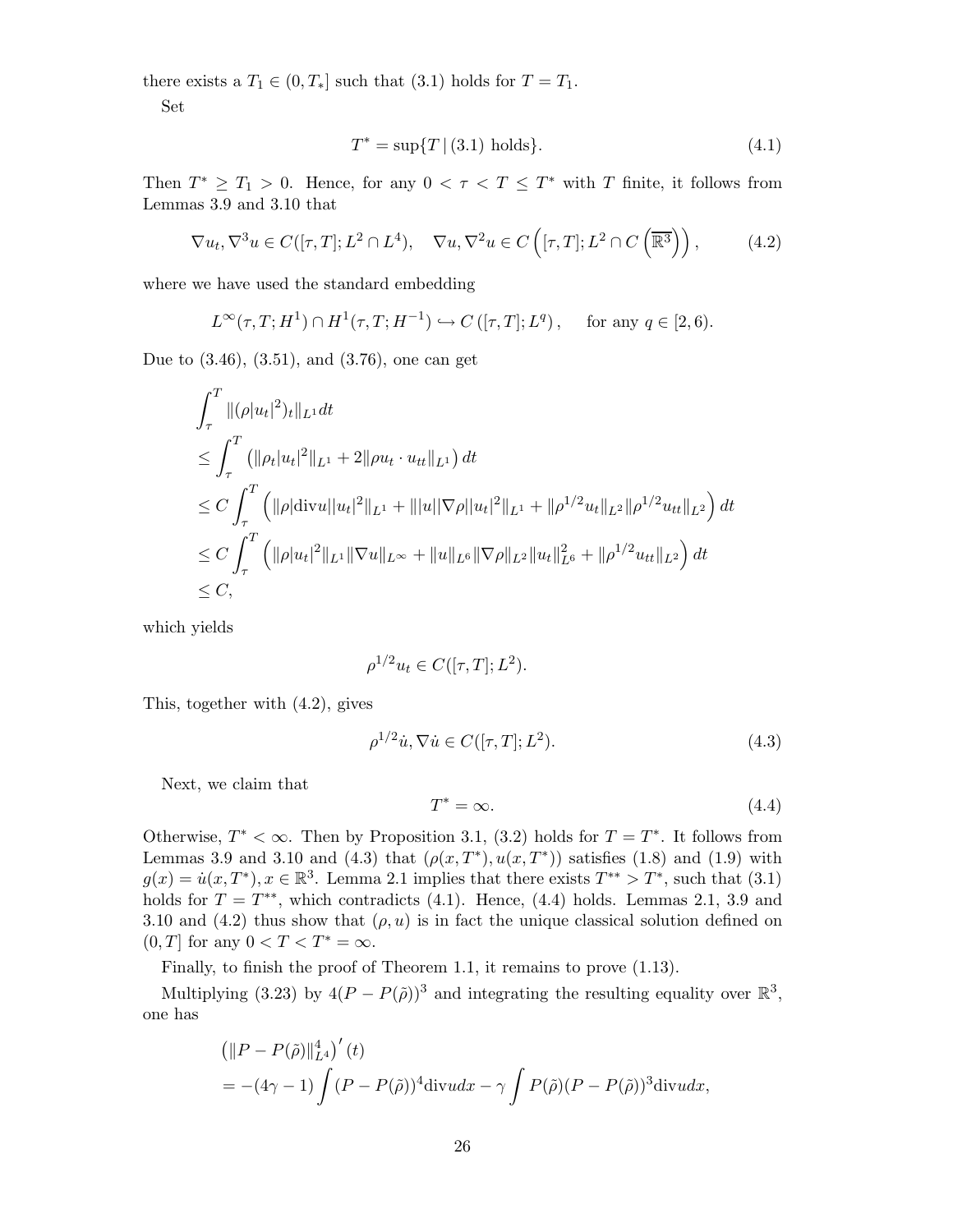there exists a $T_1 \in (0, T_*]$ such that (3.1) holds for $T = T_1$.

Set

$$T^* = \sup\{T \,|\, (3.1) \text{ holds}\}. \tag{4.1}$$

Then $T^* \geq T_1 > 0$. Hence, for any $0 < \tau < T \leq T^*$ with $T$ finite, it follows from Lemmas 3.9 and 3.10 that

$$\nabla u_t, \nabla^3 u \in C([\tau, T]; L^2 \cap L^4), \quad \nabla u, \nabla^2 u \in C\left([\tau, T]; L^2 \cap C\left(\overline{\mathbb{R}^3}\right)\right), \tag{4.2}$$

where we have used the standard embedding

$$L^\infty(\tau, T; H^1) \cap H^1(\tau, T; H^{-1}) \hookrightarrow C\left([\tau, T]; L^q\right), \quad \text{ for any } q \in [2, 6).$$

Due to (3.46), (3.51), and (3.76), one can get

$$\begin{aligned}
&\int_\tau^T \|(\rho |u_t|^2)_t\|_{L^1} dt \\
&\leq \int_\tau^T \left(\|\rho_t |u_t|^2\|_{L^1} + 2\|\rho u_t \cdot u_{tt}\|_{L^1}\right) dt \\
&\leq C \int_\tau^T \left(\|\rho |\mathrm{div} u| |u_t|^2\|_{L^1} + \||u| |\nabla \rho| |u_t|^2\|_{L^1} + \|\rho^{1/2} u_t\|_{L^2} \|\rho^{1/2} u_{tt}\|_{L^2}\right) dt \\
&\leq C \int_\tau^T \left(\|\rho |u_t|^2\|_{L^1} \|\nabla u\|_{L^\infty} + \|u\|_{L^6} \|\nabla \rho\|_{L^2} \|u_t\|_{L^6}^2 + \|\rho^{1/2} u_{tt}\|_{L^2}\right) dt \\
&\leq C,
\end{aligned}$$

which yields

$$\rho^{1/2} u_t \in C([\tau, T]; L^2).$$

This, together with (4.2), gives

$$\rho^{1/2} \dot{u}, \nabla \dot{u} \in C([\tau, T]; L^2). \tag{4.3}$$

Next, we claim that

$$T^* = \infty. \tag{4.4}$$

Otherwise, $T^* < \infty$. Then by Proposition 3.1, (3.2) holds for $T = T^*$. It follows from Lemmas 3.9 and 3.10 and (4.3) that $(\rho(x, T^*), u(x, T^*))$ satisfies (1.8) and (1.9) with $g(x) = \dot{u}(x, T^*), x \in \mathbb{R}^3$. Lemma 2.1 implies that there exists $T^{**} > T^*$, such that (3.1) holds for $T = T^{**}$, which contradicts (4.1). Hence, (4.4) holds. Lemmas 2.1, 3.9 and 3.10 and (4.2) thus show that $(\rho, u)$ is in fact the unique classical solution defined on $(0, T]$ for any $0 < T < T^* = \infty$.

Finally, to finish the proof of Theorem 1.1, it remains to prove (1.13).

Multiplying (3.23) by $4(P - P(\tilde{\rho}))^3$ and integrating the resulting equality over $\mathbb{R}^3$, one has

$$\begin{aligned}
&\left(\|P - P(\tilde{\rho})\|_{L^4}^4\right)'(t) \\
&= -(4\gamma - 1) \int (P - P(\tilde{\rho}))^4 \mathrm{div} u dx - \gamma \int P(\tilde{\rho})(P - P(\tilde{\rho}))^3 \mathrm{div} u dx,
\end{aligned}$$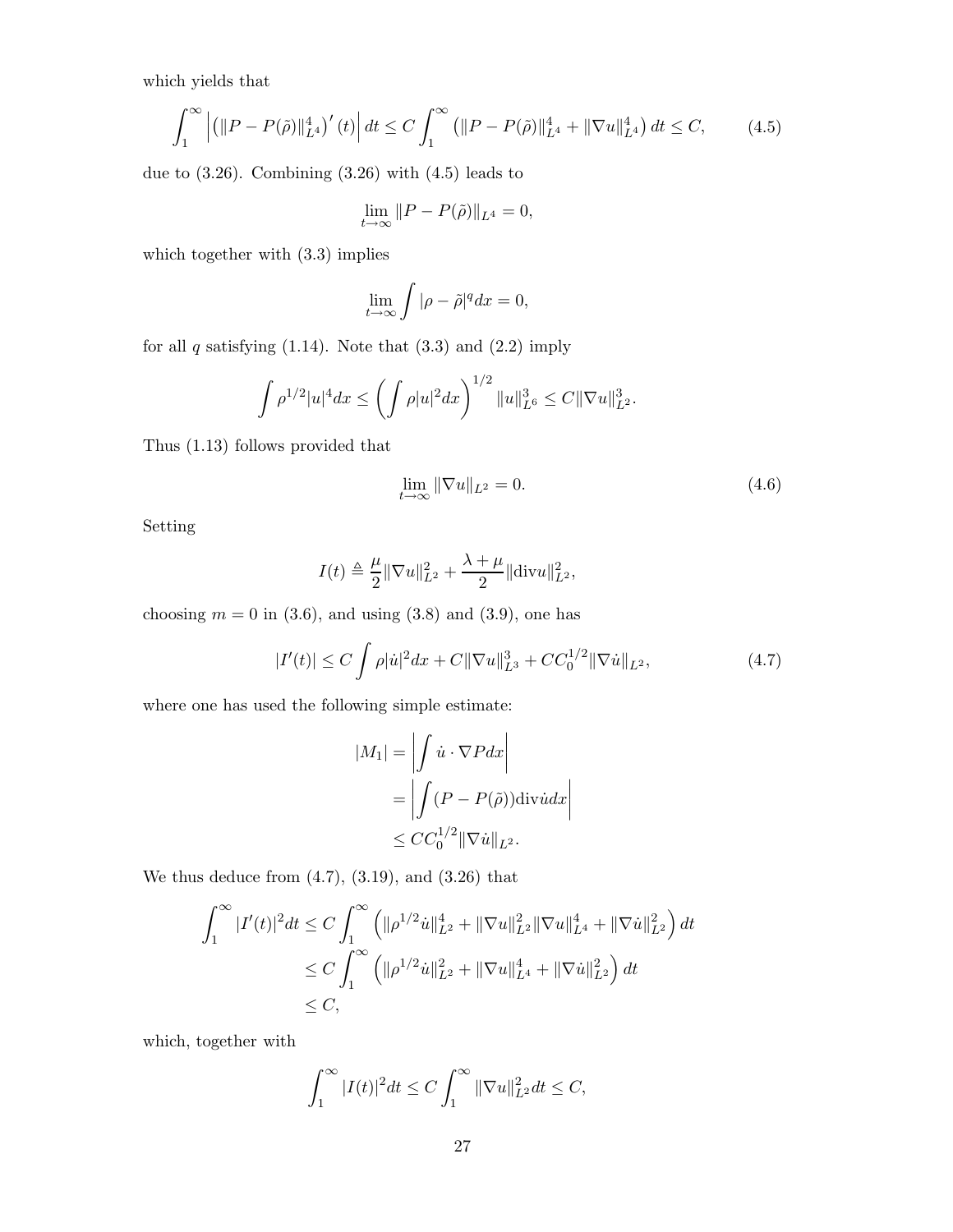which yields that

$$\int_1^\infty \left| \left( \|P - P(\tilde{\rho})\|_{L^4}^4 \right)'(t) \right| dt \le C \int_1^\infty \left( \|P - P(\tilde{\rho})\|_{L^4}^4 + \|\nabla u\|_{L^4}^4 \right) dt \le C, \tag{4.5}$$

due to (3.26). Combining (3.26) with (4.5) leads to

$$\lim_{t \to \infty} \|P - P(\tilde{\rho})\|_{L^4} = 0,$$

which together with (3.3) implies

$$\lim_{t \to \infty} \int |\rho - \tilde{\rho}|^q dx = 0,$$

for all $q$ satisfying (1.14). Note that (3.3) and (2.2) imply

$$\int \rho^{1/2} |u|^4 dx \le \left( \int \rho |u|^2 dx \right)^{1/2} \|u\|_{L^6}^3 \le C \|\nabla u\|_{L^2}^3.$$

Thus (1.13) follows provided that

$$\lim_{t \to \infty} \|\nabla u\|_{L^2} = 0. \tag{4.6}$$

Setting

$$I(t) \triangleq \frac{\mu}{2} \|\nabla u\|_{L^2}^2 + \frac{\lambda + \mu}{2} \|\mathrm{div} u\|_{L^2}^2,$$

choosing $m = 0$ in (3.6), and using (3.8) and (3.9), one has

$$|I'(t)| \le C \int \rho |\dot{u}|^2 dx + C \|\nabla u\|_{L^3}^3 + C C_0^{1/2} \|\nabla \dot{u}\|_{L^2}, \tag{4.7}$$

where one has used the following simple estimate:

$$\begin{aligned}
|M_1| &= \left| \int \dot{u} \cdot \nabla P dx \right| \\
&= \left| \int (P - P(\tilde{\rho})) \mathrm{div} \dot{u} dx \right| \\
&\le C C_0^{1/2} \|\nabla \dot{u}\|_{L^2}.
\end{aligned}$$

We thus deduce from (4.7), (3.19), and (3.26) that

$$\begin{aligned}
\int_1^\infty |I'(t)|^2 dt &\le C \int_1^\infty \left( \|\rho^{1/2} \dot{u}\|_{L^2}^4 + \|\nabla u\|_{L^2}^2 \|\nabla u\|_{L^4}^4 + \|\nabla \dot{u}\|_{L^2}^2 \right) dt \\
&\le C \int_1^\infty \left( \|\rho^{1/2} \dot{u}\|_{L^2}^2 + \|\nabla u\|_{L^4}^4 + \|\nabla \dot{u}\|_{L^2}^2 \right) dt \\
&\le C,
\end{aligned}$$

which, together with

$$\int_1^\infty |I(t)|^2 dt \le C \int_1^\infty \|\nabla u\|_{L^2}^2 dt \le C,$$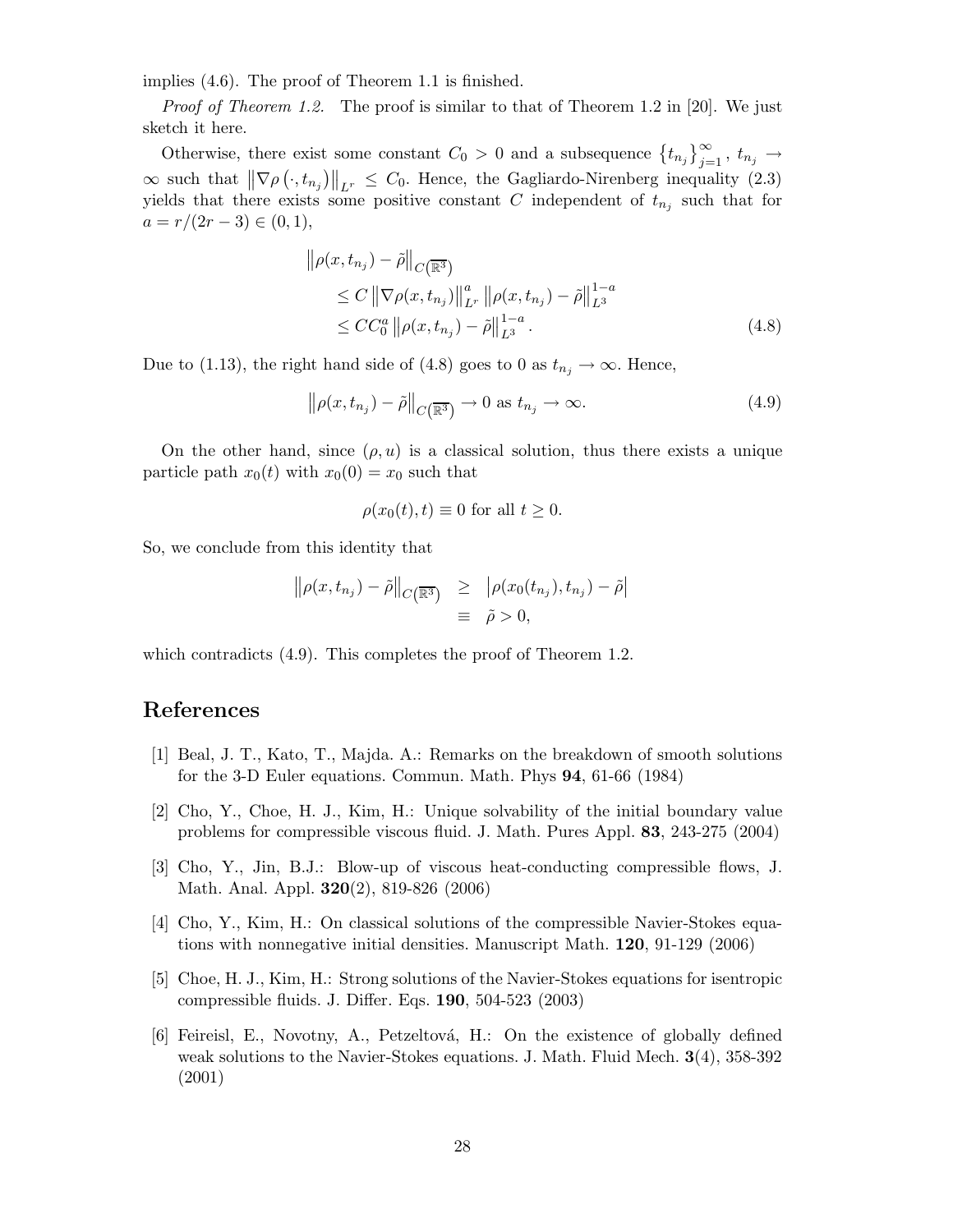implies (4.6). The proof of Theorem 1.1 is finished.

*Proof of Theorem 1.2.* The proof is similar to that of Theorem 1.2 in [20]. We just sketch it here.

Otherwise, there exist some constant $C_0 > 0$ and a subsequence $\{t_{n_j}\}_{j=1}^{\infty}$, $t_{n_j} \to \infty$ such that $\left\|\nabla\rho\left(\cdot, t_{n_j}\right)\right\|_{L^r} \leq C_0$. Hence, the Gagliardo-Nirenberg inequality (2.3) yields that there exists some positive constant $C$ independent of $t_{n_j}$ such that for $a = r/(2r-3) \in (0,1)$,

$$
\begin{aligned}
&\left\|\rho(x, t_{n_j}) - \tilde{\rho}\right\|_{C(\overline{\mathbb{R}^3})} \\
&\quad \leq C \left\|\nabla\rho(x, t_{n_j})\right\|_{L^r}^{a} \left\|\rho(x, t_{n_j}) - \tilde{\rho}\right\|_{L^3}^{1-a} \\
&\quad \leq C C_0^{a} \left\|\rho(x, t_{n_j}) - \tilde{\rho}\right\|_{L^3}^{1-a}.
\end{aligned} \tag{4.8}
$$

Due to (1.13), the right hand side of (4.8) goes to 0 as $t_{n_j} \to \infty$. Hence,

$$
\left\|\rho(x, t_{n_j}) - \tilde{\rho}\right\|_{C(\overline{\mathbb{R}^3})} \to 0 \text{ as } t_{n_j} \to \infty. \tag{4.9}
$$

On the other hand, since $(\rho, u)$ is a classical solution, thus there exists a unique particle path $x_0(t)$ with $x_0(0) = x_0$ such that

$$
\rho(x_0(t), t) \equiv 0 \text{ for all } t \geq 0.
$$

So, we conclude from this identity that

$$
\begin{aligned}
\left\|\rho(x, t_{n_j}) - \tilde{\rho}\right\|_{C(\overline{\mathbb{R}^3})} &\geq \left|\rho(x_0(t_{n_j}), t_{n_j}) - \tilde{\rho}\right| \\
&\equiv \tilde{\rho} > 0,
\end{aligned}
$$

which contradicts (4.9). This completes the proof of Theorem 1.2.

# References

[1] Beal, J. T., Kato, T., Majda. A.: Remarks on the breakdown of smooth solutions for the 3-D Euler equations. Commun. Math. Phys **94**, 61-66 (1984)

[2] Cho, Y., Choe, H. J., Kim, H.: Unique solvability of the initial boundary value problems for compressible viscous fluid. J. Math. Pures Appl. **83**, 243-275 (2004)

[3] Cho, Y., Jin, B.J.: Blow-up of viscous heat-conducting compressible flows, J. Math. Anal. Appl. **320**(2), 819-826 (2006)

[4] Cho, Y., Kim, H.: On classical solutions of the compressible Navier-Stokes equations with nonnegative initial densities. Manuscript Math. **120**, 91-129 (2006)

[5] Choe, H. J., Kim, H.: Strong solutions of the Navier-Stokes equations for isentropic compressible fluids. J. Differ. Eqs. **190**, 504-523 (2003)

[6] Feireisl, E., Novotny, A., Petzeltová, H.: On the existence of globally defined weak solutions to the Navier-Stokes equations. J. Math. Fluid Mech. **3**(4), 358-392 (2001)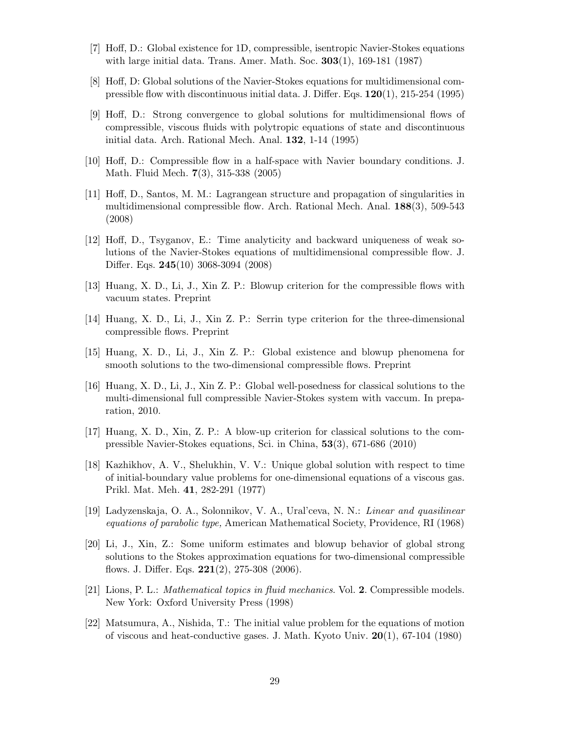[7] Hoff, D.: Global existence for 1D, compressible, isentropic Navier-Stokes equations with large initial data. Trans. Amer. Math. Soc. **303**(1), 169-181 (1987)

[8] Hoff, D: Global solutions of the Navier-Stokes equations for multidimensional compressible flow with discontinuous initial data. J. Differ. Eqs. **120**(1), 215-254 (1995)

[9] Hoff, D.: Strong convergence to global solutions for multidimensional flows of compressible, viscous fluids with polytropic equations of state and discontinuous initial data. Arch. Rational Mech. Anal. **132**, 1-14 (1995)

[10] Hoff, D.: Compressible flow in a half-space with Navier boundary conditions. J. Math. Fluid Mech. **7**(3), 315-338 (2005)

[11] Hoff, D., Santos, M. M.: Lagrangean structure and propagation of singularities in multidimensional compressible flow. Arch. Rational Mech. Anal. **188**(3), 509-543 (2008)

[12] Hoff, D., Tsyganov, E.: Time analyticity and backward uniqueness of weak solutions of the Navier-Stokes equations of multidimensional compressible flow. J. Differ. Eqs. **245**(10) 3068-3094 (2008)

[13] Huang, X. D., Li, J., Xin Z. P.: Blowup criterion for the compressible flows with vacuum states. Preprint

[14] Huang, X. D., Li, J., Xin Z. P.: Serrin type criterion for the three-dimensional compressible flows. Preprint

[15] Huang, X. D., Li, J., Xin Z. P.: Global existence and blowup phenomena for smooth solutions to the two-dimensional compressible flows. Preprint

[16] Huang, X. D., Li, J., Xin Z. P.: Global well-posedness for classical solutions to the multi-dimensional full compressible Navier-Stokes system with vaccum. In preparation, 2010.

[17] Huang, X. D., Xin, Z. P.: A blow-up criterion for classical solutions to the compressible Navier-Stokes equations, Sci. in China, **53**(3), 671-686 (2010)

[18] Kazhikhov, A. V., Shelukhin, V. V.: Unique global solution with respect to time of initial-boundary value problems for one-dimensional equations of a viscous gas. Prikl. Mat. Meh. **41**, 282-291 (1977)

[19] Ladyzenskaja, O. A., Solonnikov, V. A., Ural'ceva, N. N.: *Linear and quasilinear equations of parabolic type,* American Mathematical Society, Providence, RI (1968)

[20] Li, J., Xin, Z.: Some uniform estimates and blowup behavior of global strong solutions to the Stokes approximation equations for two-dimensional compressible flows. J. Differ. Eqs. **221**(2), 275-308 (2006).

[21] Lions, P. L.: *Mathematical topics in fluid mechanics*. Vol. **2**. Compressible models. New York: Oxford University Press (1998)

[22] Matsumura, A., Nishida, T.: The initial value problem for the equations of motion of viscous and heat-conductive gases. J. Math. Kyoto Univ. **20**(1), 67-104 (1980)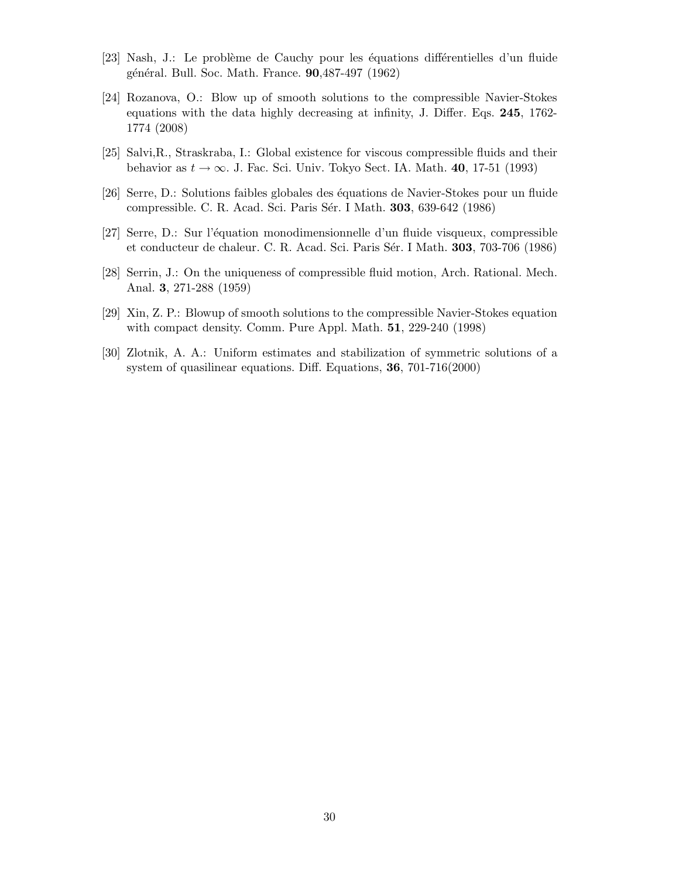[23] Nash, J.: Le problème de Cauchy pour les équations différentielles d'un fluide général. Bull. Soc. Math. France. **90**,487-497 (1962)

[24] Rozanova, O.: Blow up of smooth solutions to the compressible Navier-Stokes equations with the data highly decreasing at infinity, J. Differ. Eqs. **245**, 1762-1774 (2008)

[25] Salvi,R., Straskraba, I.: Global existence for viscous compressible fluids and their behavior as $t \to \infty$. J. Fac. Sci. Univ. Tokyo Sect. IA. Math. **40**, 17-51 (1993)

[26] Serre, D.: Solutions faibles globales des équations de Navier-Stokes pour un fluide compressible. C. R. Acad. Sci. Paris Sér. I Math. **303**, 639-642 (1986)

[27] Serre, D.: Sur l'équation monodimensionnelle d'un fluide visqueux, compressible et conducteur de chaleur. C. R. Acad. Sci. Paris Sér. I Math. **303**, 703-706 (1986)

[28] Serrin, J.: On the uniqueness of compressible fluid motion, Arch. Rational. Mech. Anal. **3**, 271-288 (1959)

[29] Xin, Z. P.: Blowup of smooth solutions to the compressible Navier-Stokes equation with compact density. Comm. Pure Appl. Math. **51**, 229-240 (1998)

[30] Zlotnik, A. A.: Uniform estimates and stabilization of symmetric solutions of a system of quasilinear equations. Diff. Equations, **36**, 701-716(2000)